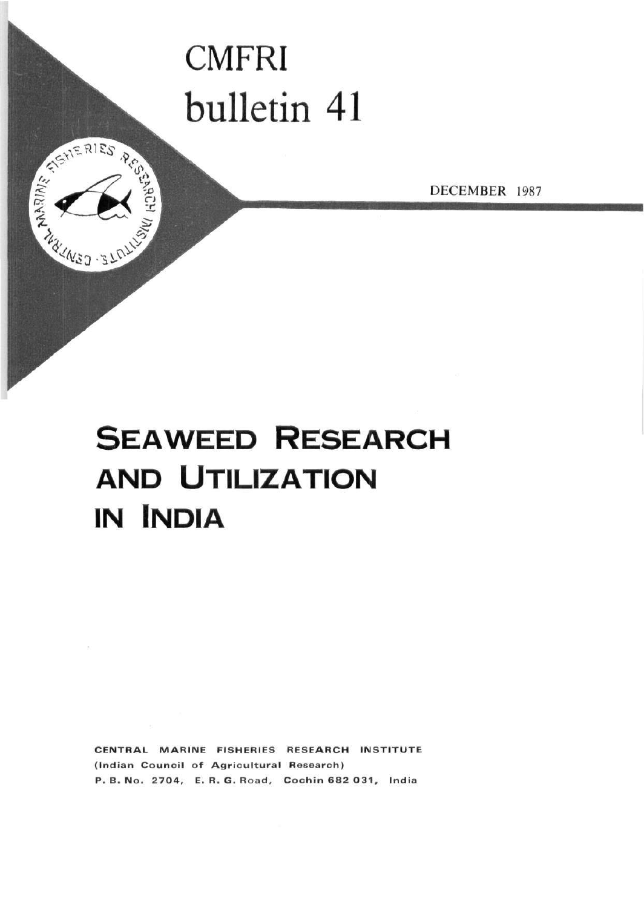# CMFRI bulletin 41

DECEMBER 1987

# SEAWEED RESEARCH AND UTILIZATION IN INDIA

CENTRAL MARINE FISHERIES RESEARCH INSTITUTE
(Indian Council of Agricultural Research)
P. B. No. 2704, E. R. G. Road, Cochin 682 031, India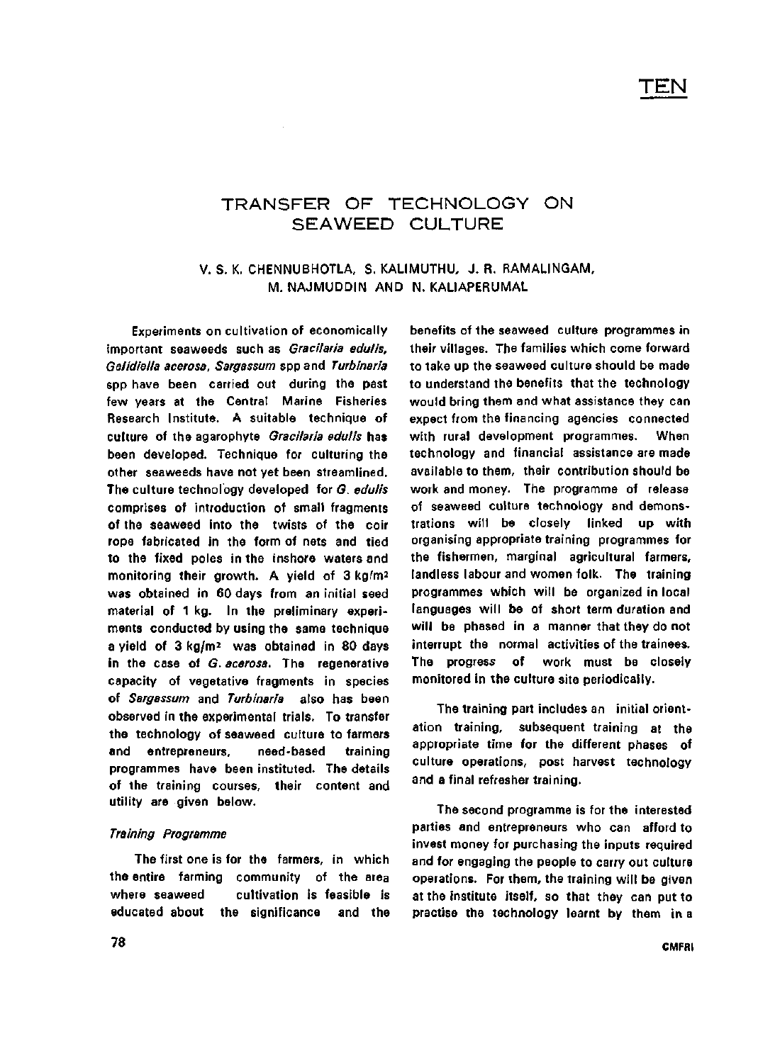TEN

# TRANSFER OF TECHNOLOGY ON SEAWEED CULTURE

V. S. K. CHENNUBHOTLA, S. KALIMUTHU, J. R. RAMALINGAM, M. NAJMUDDIN AND N. KALIAPERUMAL

Experiments on cultivation of economically important seaweeds such as *Gracilaria edulis*, *Gelidiella acerosa*, *Sargassum* spp and *Turbinaria* spp have been carried out during the past few years at the Central Marine Fisheries Research Institute. A suitable technique of culture of the agarophyte *Gracilaria edulis* has been developed. Technique for culturing the other seaweeds have not yet been streamlined. The culture technology developed for *G. edulis* comprises of introduction of small fragments of the seaweed into the twists of the coir rope fabricated in the form of nets and tied to the fixed poles in the inshore waters and monitoring their growth. A yield of 3 kg/m$^2$ was obtained in 60 days from an initial seed material of 1 kg. In the preliminary experiments conducted by using the same technique a yield of 3 kg/m$^2$ was obtained in 80 days in the case of *G. acerosa*. The regenerative capacity of vegetative fragments in species of *Sargassum* and *Turbinaria* also has been observed in the experimental trials. To transfer the technology of seaweed culture to farmers and entrepreneurs, need-based training programmes have been instituted. The details of the training courses, their content and utility are given below.

### *Training Programme*

The first one is for the farmers, in which the entire farming community of the area where seaweed cultivation is feasible is educated about the significance and the benefits of the seaweed culture programmes in their villages. The families which come forward to take up the seaweed culture should be made to understand the benefits that the technology would bring them and what assistance they can expect from the financing agencies connected with rural development programmes. When technology and financial assistance are made available to them, their contribution should be work and money. The programme of release of seaweed culture technology and demonstrations will be closely linked up with organising appropriate training programmes for the fishermen, marginal agricultural farmers, landless labour and women folk. The training programmes which will be organized in local languages will be of short term duration and will be phased in a manner that they do not interrupt the normal activities of the trainees. The progress of work must be closely monitored in the culture site periodically.

The training part includes an initial orientation training, subsequent training at the appropriate time for the different phases of culture operations, post harvest technology and a final refresher training.

The second programme is for the interested parties and entrepreneurs who can afford to invest money for purchasing the inputs required and for engaging the people to carry out culture operations. For them, the training will be given at the institute itself, so that they can put to practise the technology learnt by them in a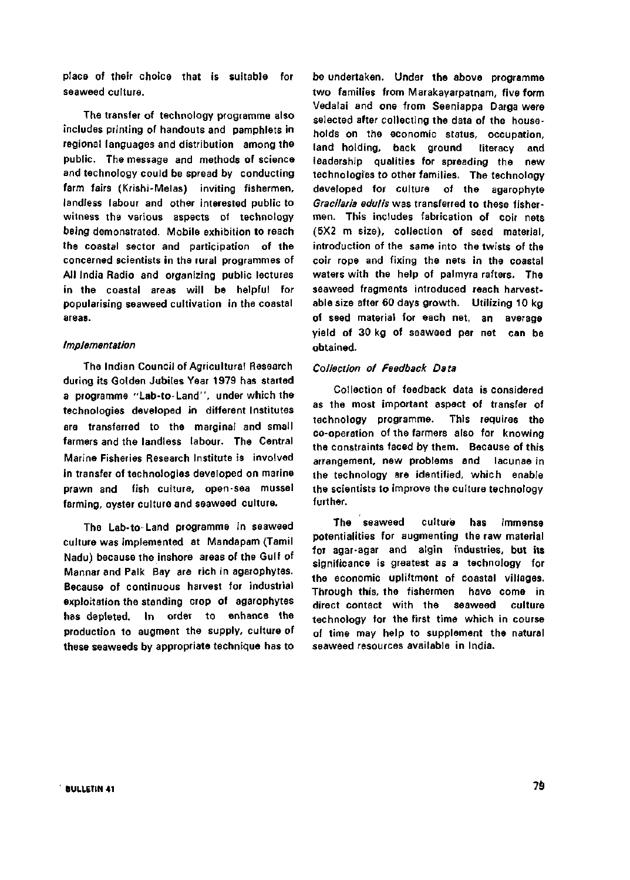place of their choice that is suitable for seaweed culture.

The transfer of technology programme also includes printing of handouts and pamphlets in regional languages and distribution among the public. The message and methods of science and technology could be spread by conducting farm fairs (Krishi-Melas) inviting fishermen, landless labour and other interested public to witness the various aspects of technology being demonstrated. Mobile exhibition to reach the coastal sector and participation of the concerned scientists in the rural programmes of All India Radio and organizing public lectures in the coastal areas will be helpful for popularising seaweed cultivation in the coastal areas.

*Implementation*

The Indian Council of Agricultural Research during its Golden Jubilee Year 1979 has started a programme "Lab-to-Land", under which the technologies developed in different Institutes are transferred to the marginal and small farmers and the landless labour. The Central Marine Fisheries Research Institute is involved in transfer of technologies developed on marine prawn and fish culture, open-sea mussel farming, oyster culture and seaweed culture.

The Lab-to-Land programme in seaweed culture was implemented at Mandapam (Tamil Nadu) because the inshore areas of the Gulf of Mannar and Palk Bay are rich in agarophytes. Because of continuous harvest for industrial exploitation the standing crop of agarophytes has depleted. In order to enhance the production to augment the supply, culture of these seaweeds by appropriate technique has to be undertaken. Under the above programme two families from Marakayarpatnam, five form Vedalai and one from Seeniappa Darga were selected after collecting the data of the households on the economic status, occupation, land holding, back ground literacy and leadership qualities for spreading the new technologies to other families. The technology developed for culture of the agarophyte *Gracilaria edulis* was transferred to these fishermen. This includes fabrication of coir nets (5X2 m size), collection of seed material, introduction of the same into the twists of the coir rope and fixing the nets in the coastal waters with the help of palmyra rafters. The seaweed fragments introduced reach harvestable size after 60 days growth. Utilizing 10 kg of seed material for each net, an average yield of 30 kg of seaweed per net can be obtained.

*Collection of Feedback Data*

Collection of feedback data is considered as the most important aspect of transfer of technology programme. This requires the co-operation of the farmers also for knowing the constraints faced by them. Because of this arrangement, new problems and lacunae in the technology are identified, which enable the scientists to improve the culture technology further.

The seaweed culture has immense potentialities for augmenting the raw material for agar-agar and algin industries, but its significance is greatest as a technology for the economic upliftment of coastal villages. Through this, the fishermen have come in direct contact with the seaweed culture technology for the first time which in course of time may help to supplement the natural seaweed resources available in India.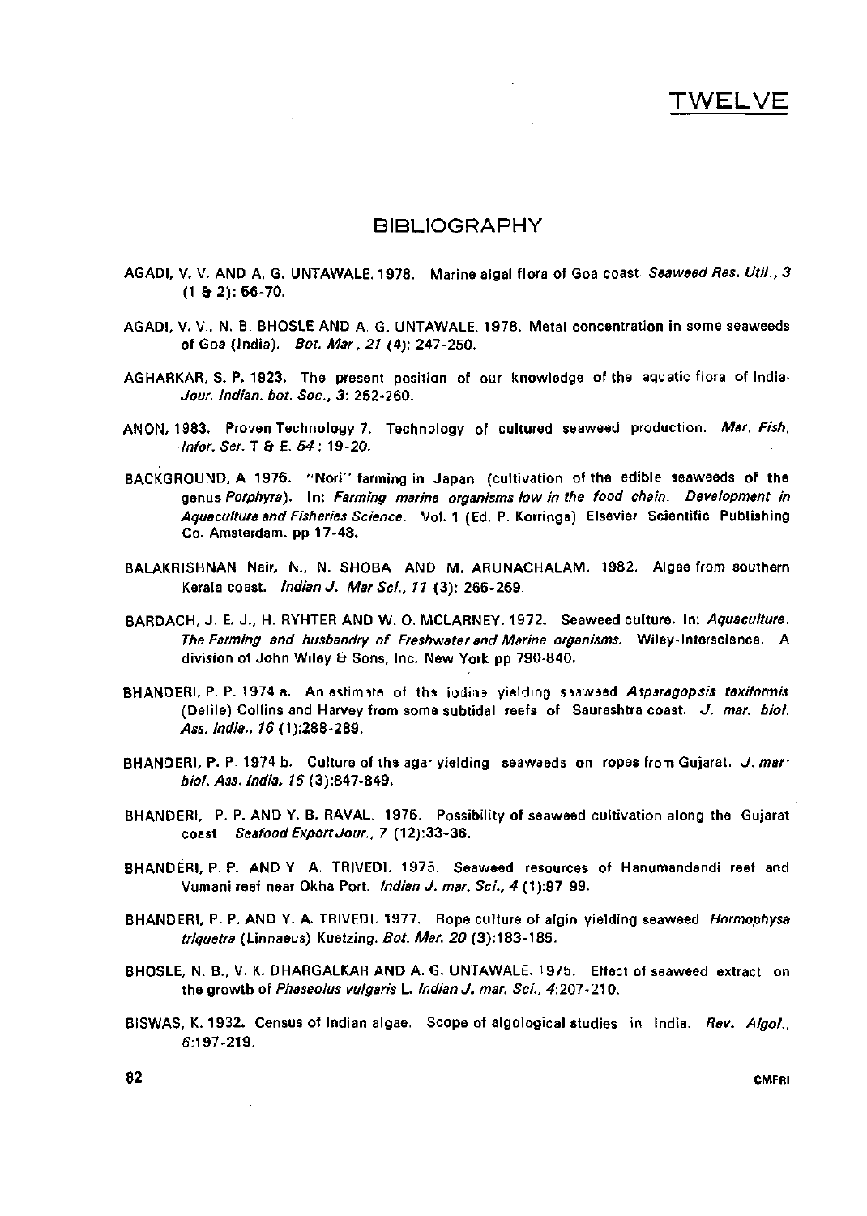# TWELVE

## BIBLIOGRAPHY

AGADI, V. V. AND A. G. UNTAWALE. 1978. Marine algal flora of Goa coast. *Seaweed Res. Util., 3* (1 & 2): 56-70.

AGADI, V. V., N. B. BHOSLE AND A. G. UNTAWALE. 1978. Metal concentration in some seaweeds of Goa (India). *Bot. Mar., 21* (4): 247-250.

AGHARKAR, S. P. 1923. The present position of our knowledge of the aquatic flora of India. *Jour. Indian. bot. Soc., 3*: 252-260.

ANON, 1983. Proven Technology 7. Technology of cultured seaweed production. *Mar. Fish. Infor. Ser.* T & E. *54* : 19-20.

BACKGROUND, A 1976. "Nori" farming in Japan (cultivation of the edible seaweeds of the genus *Porphyra*). In: *Farming marine organisms low in the food chain. Development in Aquaculture and Fisheries Science.* Vol. 1 (Ed. P. Korringa) Elsevier Scientific Publishing Co. Amsterdam. pp 17-48.

BALAKRISHNAN Nair, N., N. SHOBA AND M. ARUNACHALAM. 1982. Algae from southern Kerala coast. *Indian J. Mar Sci., 11* (3): 266-269.

BARDACH, J. E. J., H. RYHTER AND W. O. MCLARNEY. 1972. Seaweed culture. In: *Aquaculture. The Farming and husbandry of Freshwater and Marine organisms.* Wiley-Interscience. A division of John Wiley & Sons, Inc. New York pp 790-840.

BHANDERI, P. P. 1974 a. An estimate of the iodine yielding seaweed *Asparagopsis taxiformis* (Delile) Collins and Harvey from some subtidal reefs of Saurashtra coast. *J. mar. biol. Ass. India., 16* (1):288-289.

BHANDERI, P. P. 1974 b. Culture of the agar yielding seaweeds on ropes from Gujarat. *J. mar. biol. Ass. India, 16* (3):847-849.

BHANDERI, P. P. AND Y. B. RAVAL. 1975. Possibility of seaweed cultivation along the Gujarat coast *Seafood Export Jour., 7* (12):33-36.

BHANDERI, P. P. AND Y. A. TRIVEDI. 1975. Seaweed resources of Hanumandandi reef and Vumani reef near Okha Port. *Indian J. mar. Sci., 4* (1):97-99.

BHANDERI, P. P. AND Y. A. TRIVEDI. 1977. Rope culture of algin yielding seaweed *Hormophysa triquetra* (Linnaeus) Kuetzing. *Bot. Mar. 20* (3):183-185.

BHOSLE, N. B., V. K. DHARGALKAR AND A. G. UNTAWALE. 1975. Effect of seaweed extract on the growth of *Phaseolus vulgaris* L. *Indian J. mar. Sci., 4*:207-210.

BISWAS, K. 1932. Census of Indian algae. Scope of algological studies in India. *Rev. Algol., 6*:197-219.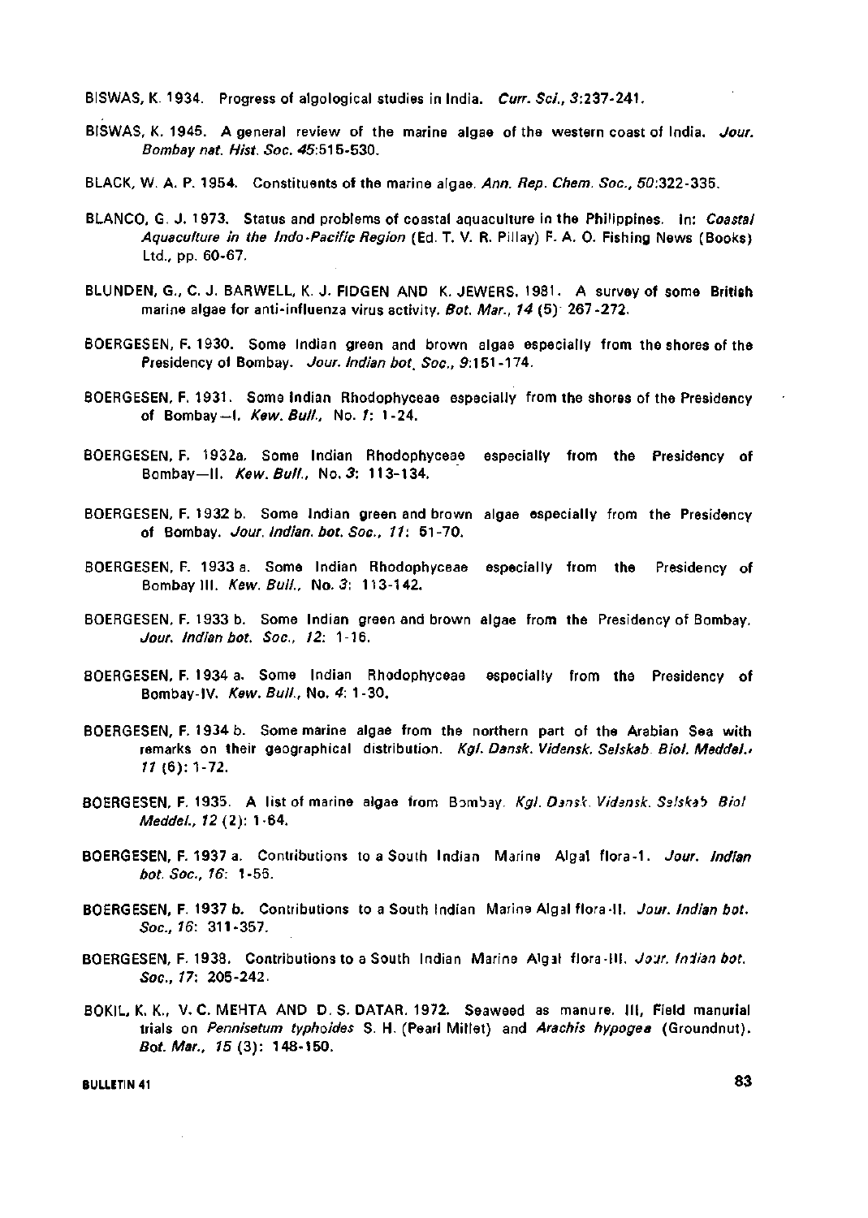BISWAS, K. 1934. Progress of algological studies in India. *Curr. Sci., 3*:237-241.

BISWAS, K. 1945. A general review of the marine algae of the western coast of India. *Jour. Bombay nat. Hist. Soc. 45*:515-530.

BLACK, W. A. P. 1954. Constituents of the marine algae. *Ann. Rep. Chem. Soc., 50*:322-335.

BLANCO, G. J. 1973. Status and problems of coastal aquaculture in the Philippines. In: *Coastal Aquaculture in the Indo-Pacific Region* (Ed. T. V. R. Pillay) F. A. O. Fishing News (Books) Ltd., pp. 60-67.

BLUNDEN, G., C. J. BARWELL, K. J. FIDGEN AND K. JEWERS. 1981. A survey of some British marine algae for anti-influenza virus activity. *Bot. Mar., 14* (5) 267-272.

BOERGESEN, F. 1930. Some Indian green and brown algae especially from the shores of the Presidency of Bombay. *Jour. Indian bot. Soc., 9*:151-174.

BOERGESEN, F. 1931. Some Indian Rhodophyceae especially from the shores of the Presidency of Bombay—I. *Kew. Bull.,* No. *1*: 1-24.

BOERGESEN, F. 1932a. Some Indian Rhodophyceae especially from the Presidency of Bombay—II. *Kew. Bull.,* No. *3*: 113-134.

BOERGESEN, F. 1932 b. Some Indian green and brown algae especially from the Presidency of Bombay. *Jour. Indian. bot. Soc., 11*: 51-70.

BOERGESEN, F. 1933 a. Some Indian Rhodophyceae especially from the Presidency of Bombay III. *Kew. Bull.,* No. *3*: 113-142.

BOERGESEN, F. 1933 b. Some Indian green and brown algae from the Presidency of Bombay. *Jour. Indian bot. Soc., 12*: 1-16.

BOERGESEN, F. 1934 a. Some Indian Rhodophyceae especially from the Presidency of Bombay-IV. *Kew. Bull.,* No. *4*: 1-30.

BOERGESEN, F. 1934 b. Some marine algae from the northern part of the Arabian Sea with remarks on their geographical distribution. *Kgl. Dansk. Vidensk. Selskab Biol. Meddel., 11* (6): 1-72.

BOERGESEN, F. 1935. A list of marine algae from Bombay. *Kgl. Dansk. Vidensk. Selskab Biol Meddel., 12* (2): 1-64.

BOERGESEN, F. 1937 a. Contributions to a South Indian Marine Algal flora-I. *Jour. Indian bot. Soc., 16*: 1-56.

BOERGESEN, F. 1937 b. Contributions to a South Indian Marine Algal flora-II. *Jour. Indian bot. Soc., 16*: 311-357.

BOERGESEN, F. 1938. Contributions to a South Indian Marine Algal flora-III. *Jour. Indian bot. Soc., 17*: 205-242.

BOKIL, K. K., V. C. MEHTA AND D. S. DATAR. 1972. Seaweed as manure. III, Field manurial trials on *Pennisetum typhoides* S. H. (Pearl Millet) and *Arachis hypogea* (Groundnut). *Bot. Mar., 15* (3): 148-150.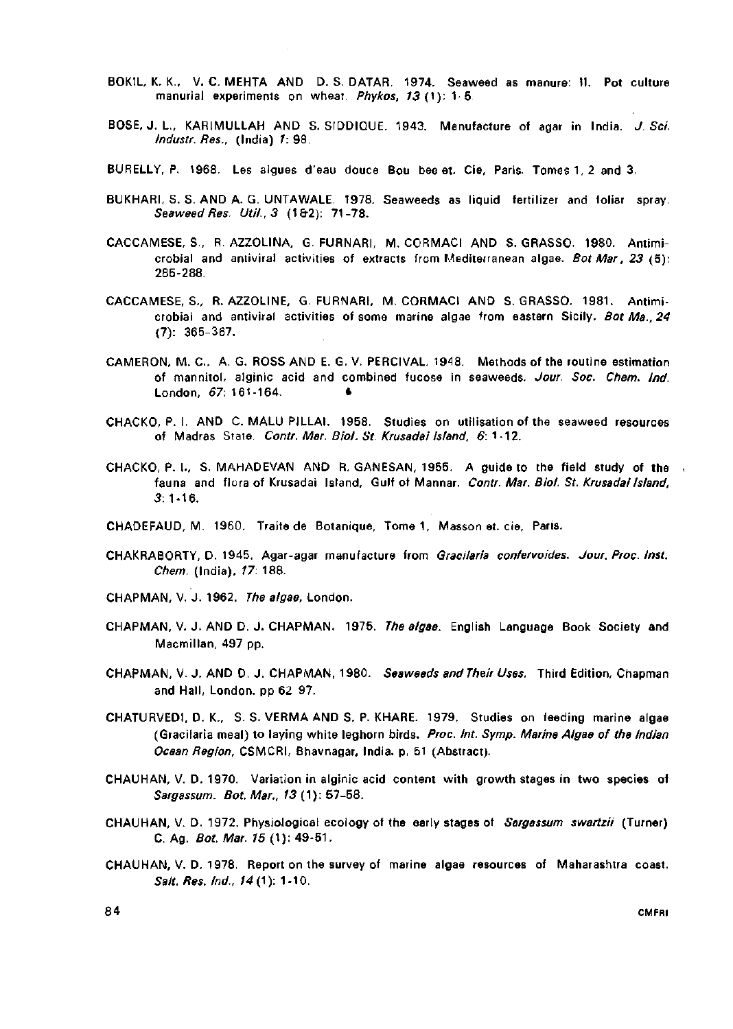BOKIL, K. K., V. C. MEHTA AND D. S. DATAR. 1974. Seaweed as manure: II. Pot culture manurial experiments on wheat. *Phykos, 13* (1): 1-5.

BOSE, J. L., KARIMULLAH AND S. SIDDIQUE. 1943. Manufacture of agar in India. *J. Sci. Industr. Res.*, (India) *1*: 98.

BURELLY, P. 1968. Les algues d'eau douce Bou bee et. Cie, Paris. Tomes 1, 2 and 3.

BUKHARI, S. S. AND A. G. UNTAWALE. 1978. Seaweeds as liquid fertilizer and foliar spray. *Seaweed Res. Util.*, *3* (1&2): 71-78.

CACCAMESE, S., R. AZZOLINA, G. FURNARI, M. CORMACI AND S. GRASSO. 1980. Antimicrobial and antiviral activities of extracts from Mediterranean algae. *Bot Mar*, *23* (5): 285-288.

CACCAMESE, S., R. AZZOLINE, G. FURNARI, M. CORMACI AND S. GRASSO. 1981. Antimicrobial and antiviral activities of some marine algae from eastern Sicily. *Bot Ma.*, *24* (7): 365-367.

CAMERON, M. C., A. G. ROSS AND E. G. V. PERCIVAL. 1948. Methods of the routine estimation of mannitol, alginic acid and combined fucose in seaweeds. *Jour. Soc. Chem. Ind.* London, *67*: 161-164.

CHACKO, P. I. AND C. MALU PILLAI. 1958. Studies on utilisation of the seaweed resources of Madras State. *Contr. Mar. Biol. St. Krusadai Island*, *6*: 1-12.

CHACKO, P. I., S. MAHADEVAN AND R. GANESAN, 1955. A guide to the field study of the fauna and flora of Krusadai Island, Gulf of Mannar. *Contr. Mar. Biol. St. Krusadai Island*, *3*: 1-16.

CHADEFAUD, M. 1960. Traite de Botanique, Tome 1, Masson et. cie, Paris.

CHAKRABORTY, D. 1945. Agar-agar manufacture from *Gracilaria confervoides*. *Jour. Proc. Inst. Chem.* (India), *17*: 188.

CHAPMAN, V. J. 1962. *The algae*, London.

CHAPMAN, V. J. AND D. J. CHAPMAN. 1975. *The algae*. English Language Book Society and Macmillan, 497 pp.

CHAPMAN, V. J. AND D. J. CHAPMAN, 1980. *Seaweeds and Their Uses*. Third Edition, Chapman and Hall, London. pp 62 97.

CHATURVEDI, D. K., S. S. VERMA AND S. P. KHARE. 1979. Studies on feeding marine algae (Gracilaria meal) to laying white leghorn birds. *Proc. Int. Symp. Marine Algae of the Indian Ocean Region*, CSMCRI, Bhavnagar, India. p. 51 (Abstract).

CHAUHAN, V. D. 1970. Variation in alginic acid content with growth stages in two species of *Sargassum*. *Bot. Mar.*, *13* (1): 57-58.

CHAUHAN, V. D. 1972. Physiological ecology of the early stages of *Sargassum swartzii* (Turner) C. Ag. *Bot. Mar. 15* (1): 49-51.

CHAUHAN, V. D. 1978. Report on the survey of marine algae resources of Maharashtra coast. *Salt. Res. Ind.*, *14* (1): 1-10.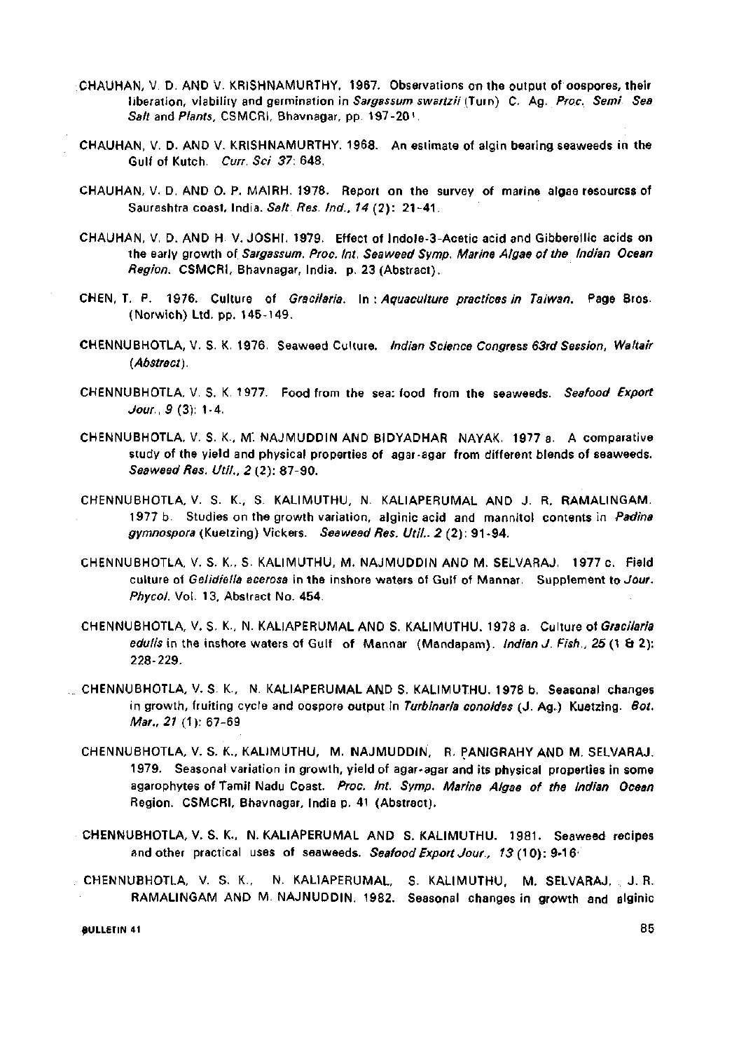CHAUHAN, V. D. AND V. KRISHNAMURTHY. 1967. Observations on the output of oospores, their liberation, viability and germination in *Sargassum swartzii* (Turn) C. Ag. *Proc. Semi Sea Salt and Plants*, CSMCRI, Bhavnagar, pp. 197-201.

CHAUHAN, V. D. AND V. KRISHNAMURTHY. 1968. An estimate of algin bearing seaweeds in the Gulf of Kutch. *Curr. Sci* 37: 648.

CHAUHAN, V. D. AND O. P. MAIRH. 1978. Report on the survey of marine algae resourcss of Saurashtra coast, India. *Salt. Res. Ind.*, 14 (2): 21-41.

CHAUHAN, V. D. AND H. V. JOSHI. 1979. Effect of Indole-3-Acetic acid and Gibberellic acids on the early growth of *Sargassum*. *Proc. Int. Seaweed Symp. Marine Algae of the Indian Ocean Region*. CSMCRI, Bhavnagar, India. p. 23 (Abstract).

CHEN, T. P. 1976. Culture of *Gracilaria*. In : *Aquaculture practices in Taiwan*. Page Bros. (Norwich) Ltd. pp. 145-149.

CHENNUBHOTLA, V. S. K. 1976. Seaweed Culture. *Indian Science Congress 63rd Session, Waltair (Abstract)*.

CHENNUBHOTLA, V. S. K. 1977. Food from the sea: food from the seaweeds. *Seafood Export Jour.*, 9 (3): 1-4.

CHENNUBHOTLA, V. S. K., M. NAJMUDDIN AND BIDYADHAR NAYAK. 1977 a. A comparative study of the yield and physical properties of agar-agar from different blends of seaweeds. *Seaweed Res. Util.*, 2 (2): 87-90.

CHENNUBHOTLA, V. S. K., S. KALIMUTHU, N. KALIAPERUMAL AND J. R. RAMALINGAM. 1977 b. Studies on the growth variation, alginic acid and mannitol contents in *Padina gymnospora* (Kuetzing) Vickers. *Seaweed Res. Util.* 2 (2): 91-94.

CHENNUBHOTLA, V. S. K., S. KALIMUTHU, M. NAJMUDDIN AND M. SELVARAJ. 1977 c. Field culture of *Gelidiella acerosa* in the inshore waters of Gulf of Mannar. Supplement to *Jour. Phycol.* Vol. 13, Abstract No. 454.

CHENNUBHOTLA, V. S. K., N. KALIAPERUMAL AND S. KALIMUTHU. 1978 a. Culture of *Gracilaria edulis* in the inshore waters of Gulf of Mannar (Mandapam). *Indian J. Fish.*, 25 (1 & 2): 228-229.

CHENNUBHOTLA, V. S. K., N. KALIAPERUMAL AND S. KALIMUTHU. 1978 b. Seasonal changes in growth, fruiting cycle and oospore output in *Turbinaria conoides* (J. Ag.) Kuetzing. *Bot. Mar.*, 21 (1): 67-69

CHENNUBHOTLA, V. S. K., KALIMUTHU, M. NAJMUDDIN, R. PANIGRAHY AND M. SELVARAJ. 1979. Seasonal variation in growth, yield of agar-agar and its physical properties in some agarophytes of Tamil Nadu Coast. *Proc. Int. Symp. Marine Algae of the Indian Ocean Region*. CSMCRI, Bhavnagar, India p. 41 (Abstract).

CHENNUBHOTLA, V. S. K., N. KALIAPERUMAL AND S. KALIMUTHU. 1981. Seaweed recipes and other practical uses of seaweeds. *Seafood Export Jour.*, 13 (10): 9-16.

CHENNUBHOTLA, V. S. K., N. KALIAPERUMAL, S. KALIMUTHU, M. SELVARAJ, J. R. RAMALINGAM AND M. NAJNUDDIN. 1982. Seasonal changes in growth and alginic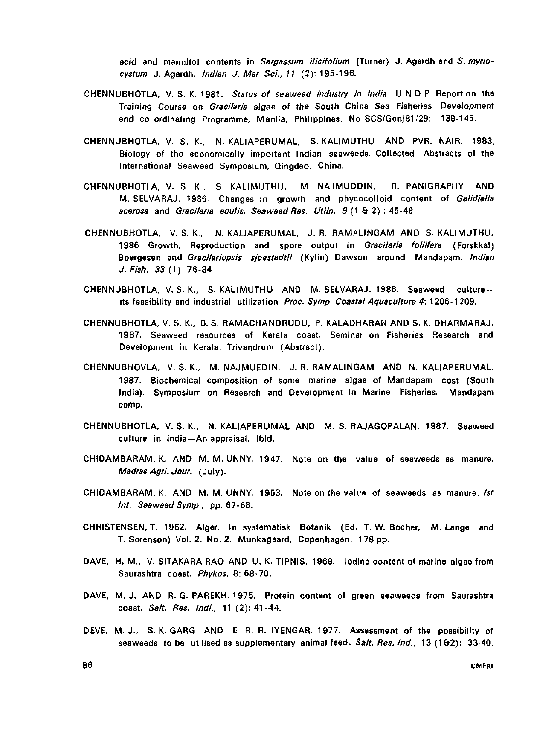acid and mannitol contents in *Sargassum ilicifolium* (Turner) J. Agardh and *S. myriocystum* J. Agardh. *Indian J. Mar. Sci., 11* (2): 195-196.

CHENNUBHOTLA, V. S. K. 1981. *Status of seaweed industry in India.* U N D P Report on the Training Course on *Gracilaria* algae of the South China Sea Fisheries Development and co-ordinating Programme, Manila, Philippines. No SCS/Gen/81/29: 139-145.

CHENNUBHOTLA, V. S. K., N. KALIAPERUMAL, S. KALIMUTHU AND PVR. NAIR. 1983. Biology of the economically important Indian seaweeds. Collected Abstracts of the International Seaweed Symposium, Qingdao, China.

CHENNUBHOTLA, V. S. K, S. KALIMUTHU, M. NAJMUDDIN, R. PANIGRAPHY AND M. SELVARAJ. 1986. Changes in growth and phycocolloid content of *Gelidiella acerosa* and *Gracilaria edulis. Seaweed Res. Utiln. 9* (1 & 2) : 45-48.

CHENNUBHOTLA, V. S. K., N. KALIAPERUMAL, J. R. RAMALINGAM AND S. KALIMUTHU. 1986 Growth, Reproduction and spore output in *Gracilaria foliifera* (Forsskal) Boergesen and *Gracilariopsis sjoestedtii* (Kylin) Dawson around Mandapam. *Indian J. Fish. 33* (1): 76-84.

CHENNUBHOTLA, V. S. K., S. KALIMUTHU AND M. SELVARAJ. 1986. Seaweed culture—its feasibility and industrial utilization *Proc. Symp. Coastal Aquaculture 4*: 1206-1209.

CHENNUBHOTLA, V. S. K., B. S. RAMACHANDRUDU, P. KALADHARAN AND S. K. DHARMARAJ. 1987. Seaweed resources of Kerala coast. Seminar on Fisheries Research and Development in Kerala. Trivandrum (Abstract).

CHENNUBHOVLA, V. S. K., M. NAJMUEDIN, J. R. RAMALINGAM AND N. KALIAPERUMAL. 1987. Biochemical composition of some marine algae of Mandapam cost (South India). Symposium on Research and Development in Marine Fisheries. Mandapam camp.

CHENNUBHOTLA, V. S. K., N. KALIAPERUMAL AND M. S. RAJAGOPALAN. 1987. Seaweed culture in India--An appraisal. Ibid.

CHIDAMBARAM, K. AND M. M. UNNY. 1947. Note on the value of seaweeds as manure. *Madras Agri. Jour.* (July).

CHIDAMBARAM, K. AND M. M. UNNY. 1953. Note on the value of seaweeds as manure. *Ist Int. Seaweed Symp.*, pp. 67-68.

CHRISTENSEN, T. 1962. Alger. In systematisk Botanik (Ed. T. W. Bocher, M. Lange and T. Sorenson) Vol. 2. No. 2. Munkagaard, Copenhagen. 178 pp.

DAVE, H. M., V. SITAKARA RAO AND U. K. TIPNIS. 1969. Iodine content of marine algae from Saurashtra coast. *Phykos*, 8: 68-70.

DAVE, M. J. AND R. G. PAREKH. 1975. Protein content of green seaweeds from Saurashtra coast. *Salt. Res. Indi.*, 11 (2): 41-44.

DEVE, M. J., S. K. GARG AND E. R. R. IYENGAR. 1977. Assessment of the possibility of seaweeds to be utilised as supplementary animal feed. *Salt. Res. Ind.*, 13 (1&2): 33-40.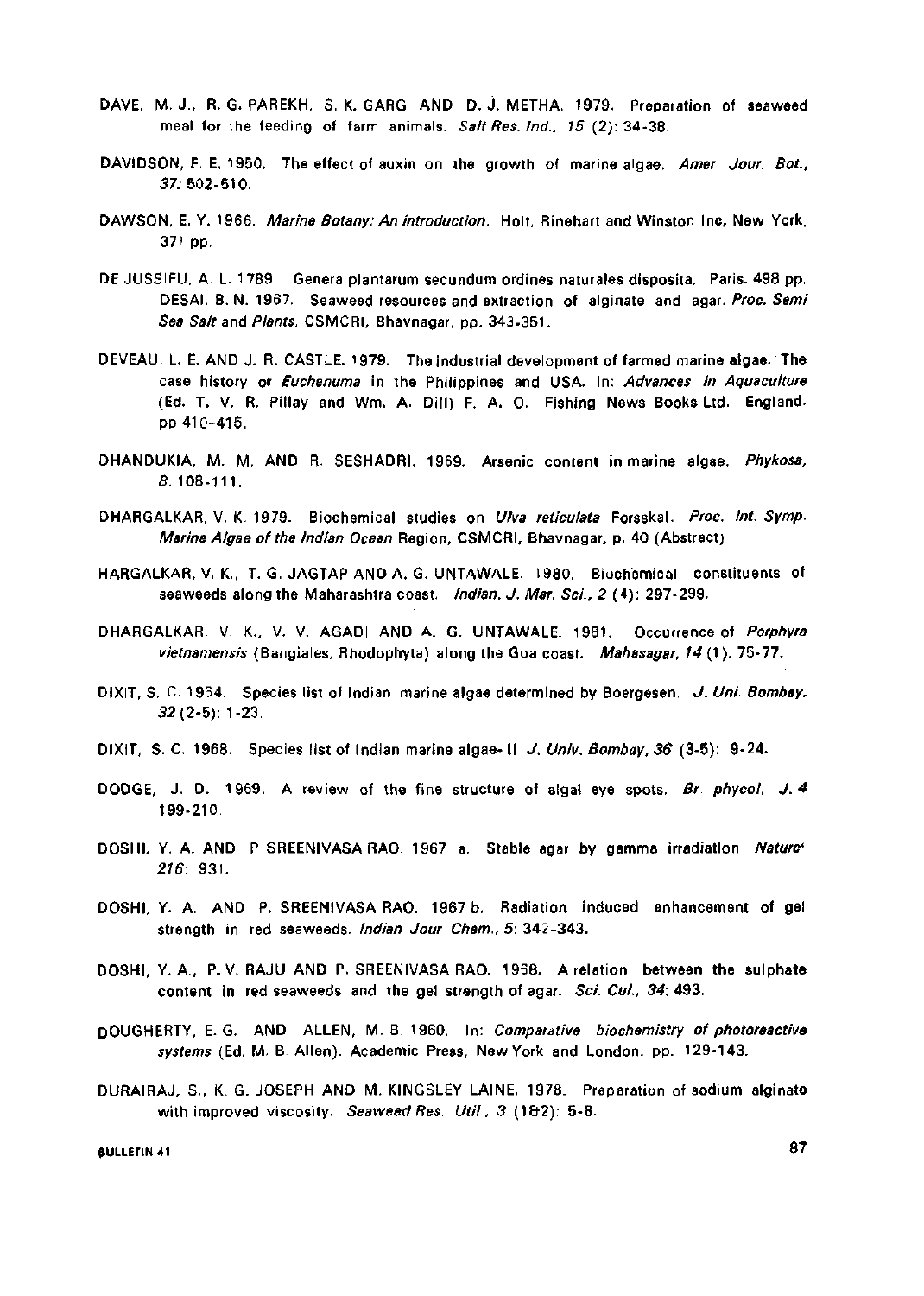DAVE, M. J., R. G. PAREKH, S. K. GARG AND D. J. METHA. 1979. Preparation of seaweed meal for the feeding of farm animals. *Salt Res. Ind.*, *15* (2): 34-38.

DAVIDSON, F. E. 1950. The effect of auxin on the growth of marine algae. *Amer Jour. Bot.*, *37*: 502-510.

DAWSON, E. Y. 1966. *Marine Botany: An introduction.* Holt, Rinehart and Winston Inc, New York. 371 pp.

DE JUSSIEU, A. L. 1789. Genera plantarum secundum ordines naturales disposita. Paris. 498 pp. DESAI, B. N. 1967. Seaweed resources and extraction of alginate and agar. *Proc. Semi Sea Salt* and *Plants*, CSMCRI, Bhavnagar. pp. 343-351.

DEVEAU, L. E. AND J. R. CASTLE. 1979. The industrial development of farmed marine algae. The case history or *Euchenuma* in the Philippines and USA. In: *Advances in Aquaculture* (Ed. T. V. R. Pillay and Wm. A. Dill) F. A. O. Fishing News Books Ltd. England. pp 410-415.

DHANDUKIA, M. M. AND R. SESHADRI. 1969. Arsenic content in marine algae. *Phykosa*, *8*: 108-111.

DHARGALKAR, V. K. 1979. Biochemical studies on *Ulva reticulata* Forsskal. *Proc. Int. Symp. Marine Algae of the Indian Ocean* Region, CSMCRI, Bhavnagar, p. 40 (Abstract)

HARGALKAR, V. K., T. G. JAGTAP AND A. G. UNTAWALE. 1980. Biochemical constituents of seaweeds along the Maharashtra coast. *Indian. J. Mar. Sci.*, *2* (4): 297-299.

DHARGALKAR, V. K., V. V. AGADI AND A. G. UNTAWALE. 1981. Occurrence of *Porphyra vietnamensis* (Bangiales, Rhodophyta) along the Goa coast. *Mahasagar*, *14* (1): 75-77.

DIXIT, S. C. 1964. Species list of Indian marine algae determined by Boergesen. *J. Uni. Bombay*, *32* (2-5): 1-23.

DIXIT, S. C. 1968. Species list of Indian marine algae- II *J. Univ. Bombay*, *36* (3-5): 9-24.

DODGE, J. D. 1969. A review of the fine structure of algal eye spots. *Br. phycol. J.* *4* 199-210.

DOSHI, Y. A. AND P SREENIVASA RAO. 1967 a. Stable agar by gamma irradiation *Nature*' *216*: 931.

DOSHI, Y. A. AND P. SREENIVASA RAO. 1967 b. Radiation induced enhancement of gel strength in red seaweeds. *Indian Jour Chem.*, *5*: 342-343.

DOSHI, Y. A., P. V. RAJU AND P. SREENIVASA RAO. 1968. A relation between the sulphate content in red seaweeds and the gel strength of agar. *Sci. Cul.*, *34*: 493.

DOUGHERTY, E. G. AND ALLEN, M. B. 1960. In: *Comparative biochemistry of photoreactive systems* (Ed. M. B. Allen). Academic Press, New York and London. pp. 129-143.

DURAIRAJ, S., K. G. JOSEPH AND M. KINGSLEY LAINE. 1978. Preparation of sodium alginate with improved viscosity. *Seaweed Res. Util*, *3* (1&2): 5-8.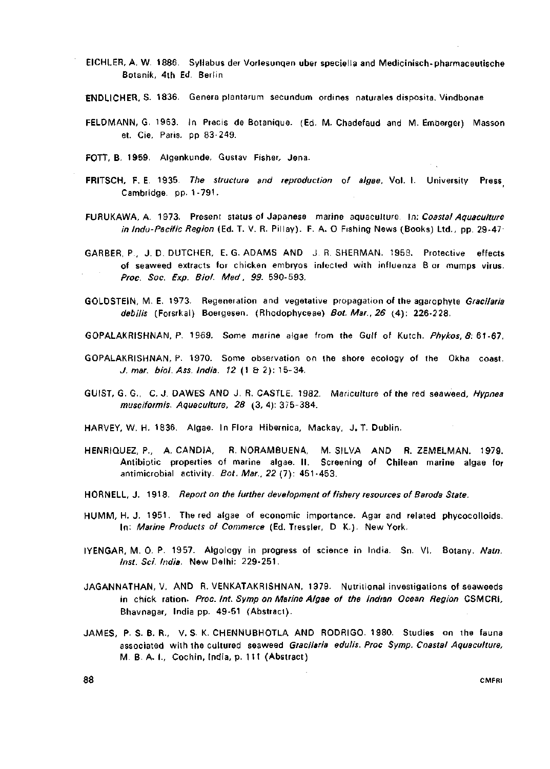EICHLER, A. W. 1886. Syllabus der Vorlesunqen uber speciella and Medicinisch-pharmaceutische Botanik, 4th Ed. Berlin

ENDLICHER, S. 1836. Genera plantarum secundum ordines naturales disposita. Vindbonae

FELDMANN, G. 1963. In Precis de Botanique. (Ed. M. Chadefaud and M. Emberger) Masson et. Cie, Paris. pp 83-249.

FOTT, B. 1959. Algenkunde, Gustav Fisher, Jena.

FRITSCH, F. E. 1935. *The structure and reproduction of algae*, Vol. I. University Press, Cambridge. pp. 1-791.

FURUKAWA, A. 1973. Present status of Japanese marine aquaculture. In: *Coastal Aquaculture in Indo-Pacific Region* (Ed. T. V. R. Pillay). F. A. O Fishing News (Books) Ltd., pp. 29-47.

GARBER, P., J. D. DUTCHER, E. G. ADAMS AND J. R. SHERMAN. 1958. Protective effects of seaweed extracts for chicken embryos infected with influenza B or mumps virus. *Proc. Soc. Exp. Biol. Med*, *99*. 590-593.

GOLDSTEIN, M. E. 1973. Regeneration and vegetative propagation of the agarophyte *Gracilaria debilis* (Forsrkal) Boergesen. (Rhodophyceae) *Bot. Mar.*, *26* (4): 226-228.

GOPALAKRISHNAN, P. 1969. Some marine algae from the Gulf of Kutch. *Phykos*, *8*: 61-67.

GOPALAKRISHNAN, P. 1970. Some observation on the shore ecology of the Okha coast. *J. mar. biol. Ass. India*. *12* (1 & 2): 15-34.

GUIST, G. G., C. J. DAWES AND J. R. CASTLE. 1982. Mariculture of the red seaweed, *Hypnea musciformis*. *Aquaculture*, *28* (3, 4): 375-384.

HARVEY, W. H. 1836. Algae. In Flora Hibernica, Mackay, J. T. Dublin.

HENRIQUEZ, P., A. CANDIA, R. NORAMBUENA, M. SILVA AND R. ZEMELMAN. 1979. Antibiotic properties of marine algae. II. Screening of Chilean marine algae for antimicrobial activity. *Bot. Mar.*, *22* (7): 451-453.

HORNELL, J. 1918. *Report on the further development of fishery resources of Baroda State.*

HUMM, H. J. 1951. The red algae of economic importance. Agar and related phycocolloids. In: *Marine Products of Commerce* (Ed. Tressler, D. K.). New York.

IYENGAR, M. O. P. 1957. Algology in progress of science in India. Sn. VI. Botany. *Natn. Inst. Sci. India*. New Delhi: 229-251.

JAGANNATHAN, V. AND R. VENKATAKRISHNAN. 1979. Nutritional investigations of seaweeds in chick ration. *Proc. Int. Symp on Marine Algae of the Indian Ocean Region* CSMCRI, Bhavnagar, India pp. 49-51 (Abstract).

JAMES, P. S. B. R., V. S. K. CHENNUBHOTLA AND RODRIGO. 1980. Studies on the fauna associated with the cultured seaweed *Gracilaria edulis*. *Proc Symp. Coastal Aquaculture*, M. B. A. I., Cochin, India, p. 111 (Abstract)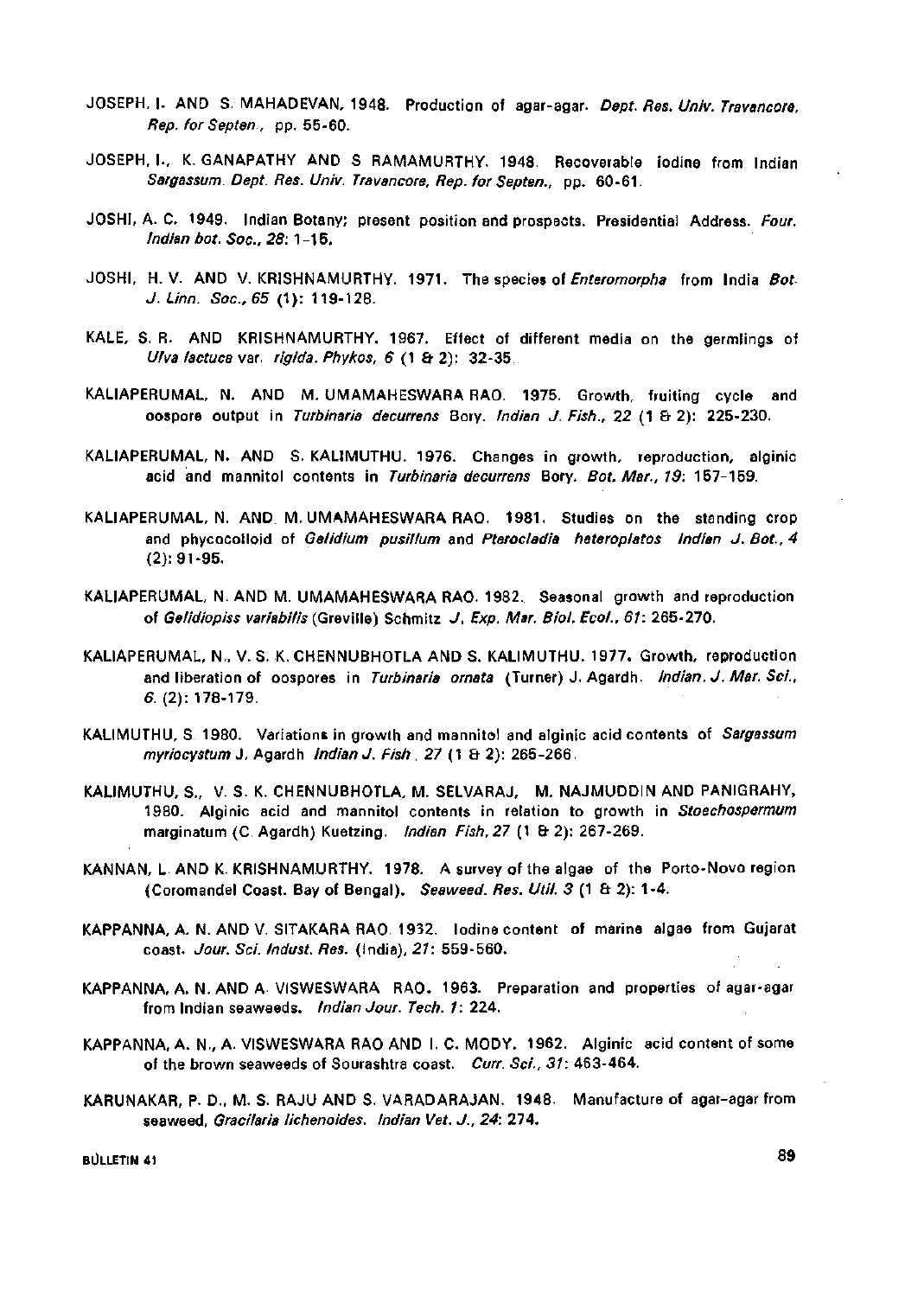JOSEPH, I. AND S. MAHADEVAN, 1948. Production of agar-agar. *Dept. Res. Univ. Travancore, Rep. for Septen.*, pp. 55-60.

JOSEPH, I., K. GANAPATHY AND S RAMAMURTHY. 1948. Recoverable iodine from Indian *Sargassum*. *Dept. Res. Univ. Travancore, Rep. for Septen.*, pp. 60-61.

JOSHI, A. C. 1949. Indian Botany; present position and prospects. Presidential Address. *Four. Indian bot. Soc.*, *28*: 1-15.

JOSHI, H. V. AND V. KRISHNAMURTHY. 1971. The species of *Enteromorpha* from India *Bot. J. Linn. Soc.*, *65* (1): 119-128.

KALE, S. R. AND KRISHNAMURTHY. 1967. Effect of different media on the germlings of *Ulva lactuca* var. *rigida*. *Phykos*, *6* (1 & 2): 32-35.

KALIAPERUMAL, N. AND M. UMAMAHESWARA RAO. 1975. Growth, fruiting cycle and oospore output in *Turbinaria decurrens* Bory. *Indian J. Fish.*, 22 (1 & 2): 225-230.

KALIAPERUMAL, N. AND S. KALIMUTHU. 1976. Changes in growth, reproduction, alginic acid and mannitol contents in *Turbinaria decurrens* Bory. *Bot. Mar.*, *19*: 157-159.

KALIAPERUMAL, N. AND M. UMAMAHESWARA RAO. 1981. Studies on the standing crop and phycocolloid of *Gelidium pusillum* and *Pterocladia heteroplatos* *Indian J. Bot.*, *4* (2): 91-95.

KALIAPERUMAL, N. AND M. UMAMAHESWARA RAO. 1982. Seasonal growth and reproduction of *Gelidiopiss variabilis* (Greville) Schmitz *J. Exp. Mar. Biol. Ecol.*, *61*: 265-270.

KALIAPERUMAL, N., V. S. K. CHENNUBHOTLA AND S. KALIMUTHU. 1977. Growth, reproduction and liberation of oospores in *Turbinaria ornata* (Turner) J. Agardh. *Indian. J. Mar. Sci.*, *6*. (2): 178-179.

KALIMUTHU, S. 1980. Variations in growth and mannitol and alginic acid contents of *Sargassum myriocystum* J. Agardh *Indian J. Fish.*, *27* (1 & 2): 265-266.

KALIMUTHU, S., V. S. K. CHENNUBHOTLA, M. SELVARAJ, M. NAJMUDDIN AND PANIGRAHY, 1980. Alginic acid and mannitol contents in relation to growth in *Stoechospermum* marginatum (C. Agardh) Kuetzing. *Indian Fish*, *27* (1 & 2): 267-269.

KANNAN, L. AND K. KRISHNAMURTHY. 1978. A survey of the algae of the Porto-Novo region (Coromandel Coast. Bay of Bengal). *Seaweed. Res. Util.* *3* (1 & 2): 1-4.

KAPPANNA, A. N. AND V. SITAKARA RAO. 1932. Iodine content of marine algae from Gujarat coast. *Jour. Sci. Indust. Res.* (India), *21*: 559-560.

KAPPANNA, A. N. AND A. VISWESWARA RAO. 1963. Preparation and properties of agar-agar from Indian seaweeds. *Indian Jour. Tech.* *1*: 224.

KAPPANNA, A. N., A. VISWESWARA RAO AND I. C. MODY. 1962. Alginic acid content of some of the brown seaweeds of Sourashtra coast. *Curr. Sci.*, *31*: 463-464.

KARUNAKAR, P. D., M. S. RAJU AND S. VARADARAJAN. 1948. Manufacture of agar-agar from seaweed, *Gracilaria lichenoides*. *Indian Vet. J.*, *24*: 274.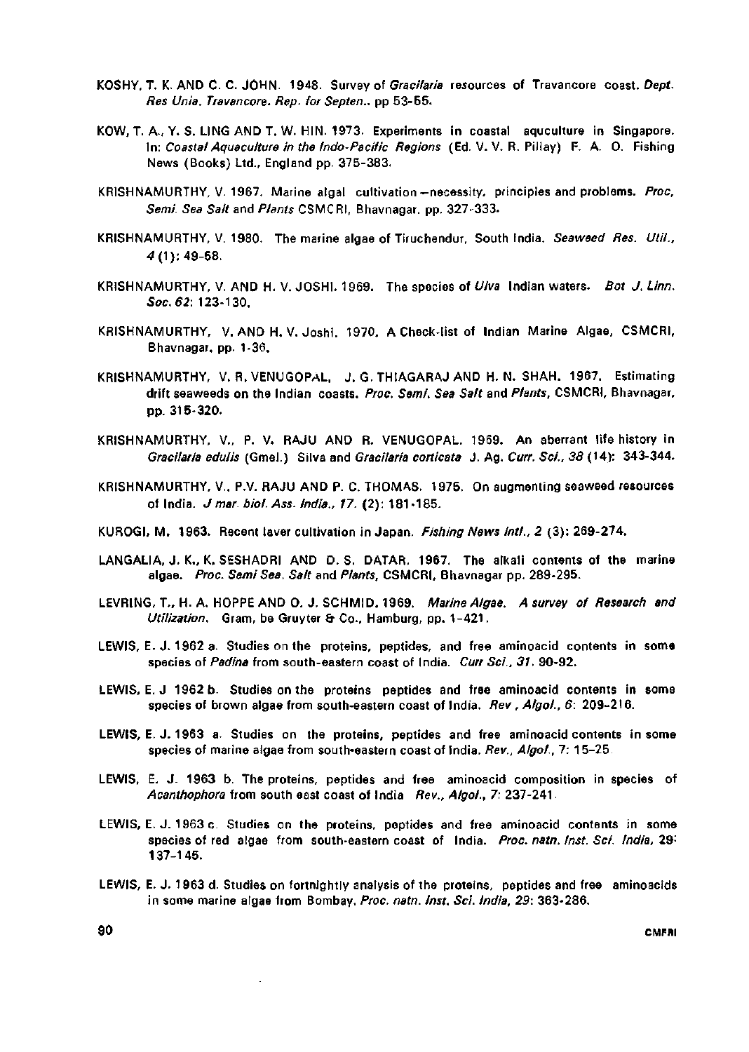KOSHY, T. K. AND C. C. JOHN. 1948. Survey of *Gracilaria* resources of Travancore coast. *Dept. Res Unia. Travancore. Rep. for Septen.*, pp 53-55.

KOW, T. A., Y. S. LING AND T. W. HIN. 1973. Experiments in coastal aquculture in Singapore. In: *Coastal Aquaculture in the Indo-Pacific Regions* (Ed. V. V. R. Pillay) F. A. O. Fishing News (Books) Ltd., England pp. 375-383.

KRISHNAMURTHY, V. 1967. Marine algal cultivation – necessity, principles and problems. *Proc, Semi. Sea Salt* and *Plants* CSMCRI, Bhavnagar. pp. 327-333.

KRISHNAMURTHY, V. 1980. The marine algae of Tiruchendur, South India. *Seaweed Res. Util.*, *4* (1): 49-58.

KRISHNAMURTHY, V. AND H. V. JOSHI. 1969. The species of *Ulva* Indian waters. *Bot J. Linn. Soc. 62*: 123-130.

KRISHNAMURTHY, V. AND H. V. Joshi. 1970. A Check-list of Indian Marine Algae, CSMCRI, Bhavnagar, pp. 1-36.

KRISHNAMURTHY, V. R, VENUGOPAL, J. G. THIAGARAJ AND H. N. SHAH. 1967. Estimating drift seaweeds on the Indian coasts. *Proc. Semi. Sea Salt* and *Plants*, CSMCRI, Bhavnagar, pp. 315-320.

KRISHNAMURTHY, V., P. V. RAJU AND R. VENUGOPAL. 1969. An aberrant life history in *Gracilaria edulis* (Gmel.) Silva and *Gracilaria corticata* J. Ag. *Curr. Sci., 38* (14): 343-344.

KRISHNAMURTHY, V., P.V. RAJU AND P. C. THOMAS. 1975. On augmenting seaweed resources of India. *J mar. biol. Ass. India., 17.* (2): 181-185.

KUROGI, M. 1963. Recent laver cultivation in Japan. *Fishing News Intl., 2* (3): 269-274.

LANGALIA, J. K., K. SESHADRI AND D. S. DATAR. 1967. The alkali contents of the marine algae. *Proc. Semi Sea. Salt* and *Plants*, CSMCRI, Bhavnagar pp. 289-295.

LEVRING, T., H. A. HOPPE AND O. J. SCHMID. 1969. *Marine Algae. A survey of Research and Utilization*. Gram, be Gruyter & Co., Hamburg, pp. 1-421.

LEWIS, E. J. 1962 a. Studies on the proteins, peptides, and free aminoacid contents in some species of *Padina* from south-eastern coast of India. *Curr Sci., 31.* 90-92.

LEWIS, E. J 1962 b. Studies on the proteins peptides and free aminoacid contents in some species of brown algae from south-eastern coast of India. *Rev , Algol., 6*: 209-216.

LEWIS, E. J. 1963 a. Studies on the proteins, peptides and free aminoacid contents in some species of marine algae from south-eastern coast of India. *Rev., Algol.*, 7: 15-25.

LEWIS, E. J. 1963 b. The proteins, peptides and free aminoacid composition in species of *Acanthophora* from south east coast of India *Rev., Algol.*, 7: 237-241.

LEWIS, E. J. 1963 c. Studies on the proteins, peptides and free aminoacid contents in some species of red algae from south-eastern coast of India. *Proc. natn. Inst. Sci. India*, 29: 137-145.

LEWIS, E. J. 1963 d. Studies on fortnightly analysis of the proteins, peptides and free aminoacids in some marine algae from Bombay. *Proc. natn. Inst. Sci. India, 29*: 363-286.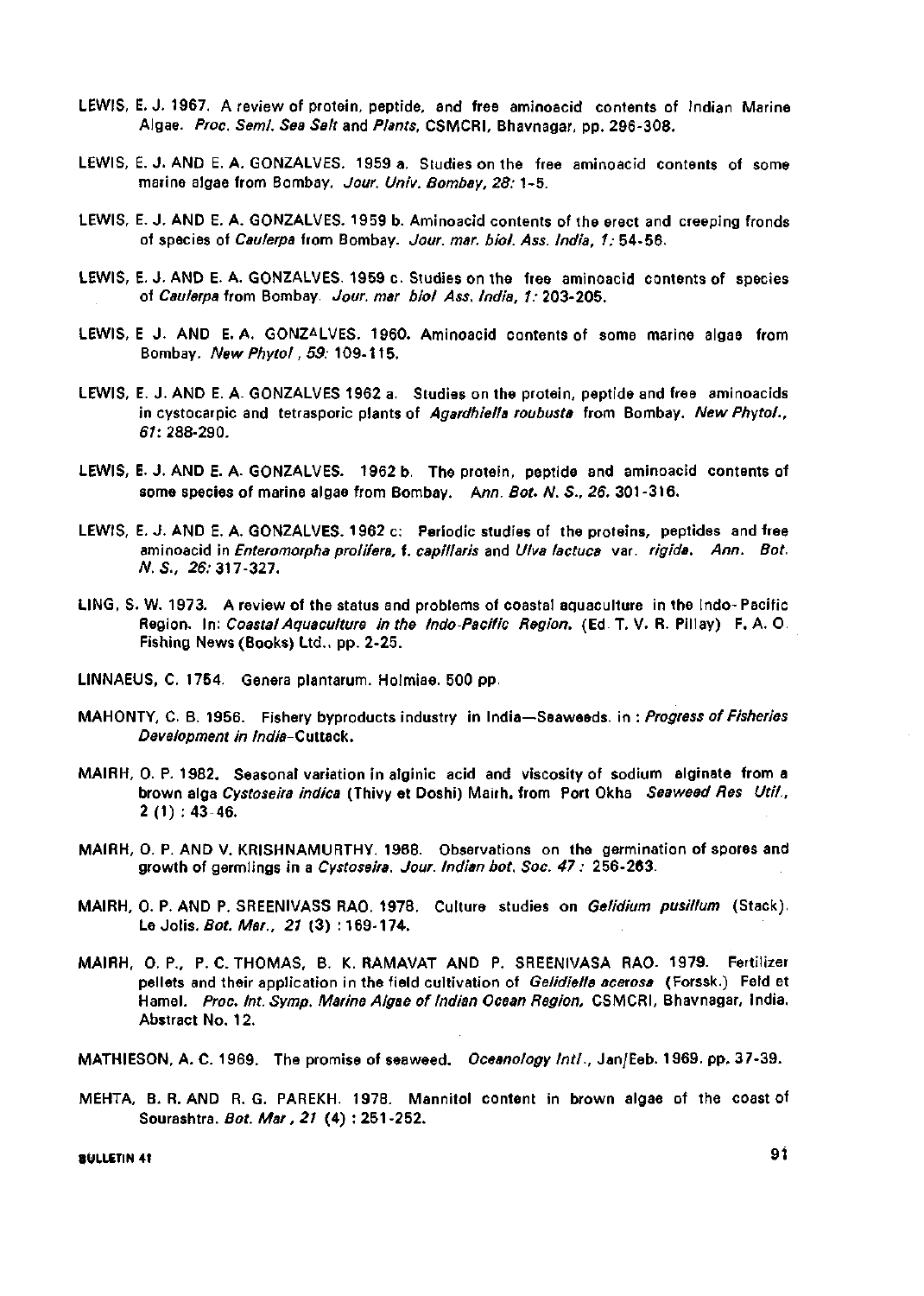LEWIS, E. J. 1967. A review of protein, peptide, and free aminoacid contents of Indian Marine Algae. *Proc. Seml. Sea Salt* and *Plants*, CSMCRI, Bhavnagar, pp. 296-308.

LEWIS, E. J. AND E. A. GONZALVES. 1959 a. Studies on the free aminoacid contents of some marine algae from Bombay. *Jour. Univ. Bombay, 28:* 1-5.

LEWIS, E. J. AND E. A. GONZALVES. 1959 b. Aminoacid contents of the erect and creeping fronds of species of *Caulerpa* from Bombay. *Jour. mar. biol. Ass. India, 1:* 54-56.

LEWIS, E. J. AND E. A. GONZALVES. 1959 c. Studies on the free aminoacid contents of species of *Caulerpa* from Bombay. *Jour. mar biol Ass. India, 1:* 203-205.

LEWIS, E J. AND E. A. GONZALVES. 1960. Aminoacid contents of some marine algae from Bombay. *New Phytol , 59:* 109-115.

LEWIS, E. J. AND E. A. GONZALVES 1962 a. Studies on the protein, peptide and free aminoacids in cystocarpic and tetrasporic plants of *Agardhiella roubusta* from Bombay. *New Phytol., 61:* 288-290.

LEWIS, E. J. AND E. A. GONZALVES. 1962 b. The protein, peptide and aminoacid contents of some species of marine algae from Bombay. *Ann. Bot. N. S., 26.* 301-316.

LEWIS, E. J. AND E. A. GONZALVES. 1962 c: Periodic studies of the proteins, peptides and free aminoacid in *Enteromorpha prolifera, f. capillaris* and *Ulva lactuca* var. *rigida*. *Ann. Bot. N. S., 26:* 317-327.

LING, S. W. 1973. A review of the status and problems of coastal aquaculture in the Indo-Pacific Region. In: *Coastal Aquaculture in the Indo-Pacific Region.* (Ed T. V. R. Pillay) F. A. O. Fishing News (Books) Ltd., pp. 2-25.

LINNAEUS, C. 1754. Genera plantarum. Holmiae. 500 pp.

MAHONTY, C. B. 1956. Fishery byproducts industry in India—Seaweeds. in : *Progress of Fisheries Development in India*-Cuttack.

MAIRH, O. P. 1982. Seasonal variation in alginic acid and viscosity of sodium alginate from a brown alga *Cystoseira indica* (Thivy et Doshi) Mairh. from Port Okha *Seaweed Res Util.*, 2 (1) : 43-46.

MAIRH, O. P. AND V. KRISHNAMURTHY. 1968. Observations on the germination of spores and growth of germlings in a *Cystoseira*. *Jour. Indian bot. Soc. 47 :* 256-263.

MAIRH, O. P. AND P. SREENIVASS RAO. 1978. Culture studies on *Gelidium pusillum* (Stack). Le Jolis. *Bot. Mar., 21* (3) : 169-174.

MAIRH, O. P., P. C. THOMAS, B. K. RAMAVAT AND P. SREENIVASA RAO. 1979. Fertilizer pellets and their application in the field cultivation of *Gelidiella acerosa* (Forssk.) Feld et Hamel. *Proc. Int. Symp. Marine Algae of Indian Ocean Region,* CSMCRI, Bhavnagar, India. Abstract No. 12.

MATHIESON, A. C. 1969. The promise of seaweed. *Oceanology Intl.*, Jan/Eeb. 1969. pp. 37-39.

MEHTA, B. R. AND R. G. PAREKH. 1978. Mannitol content in brown algae of the coast of Sourashtra. *Bot. Mar , 21* (4) : 251-252.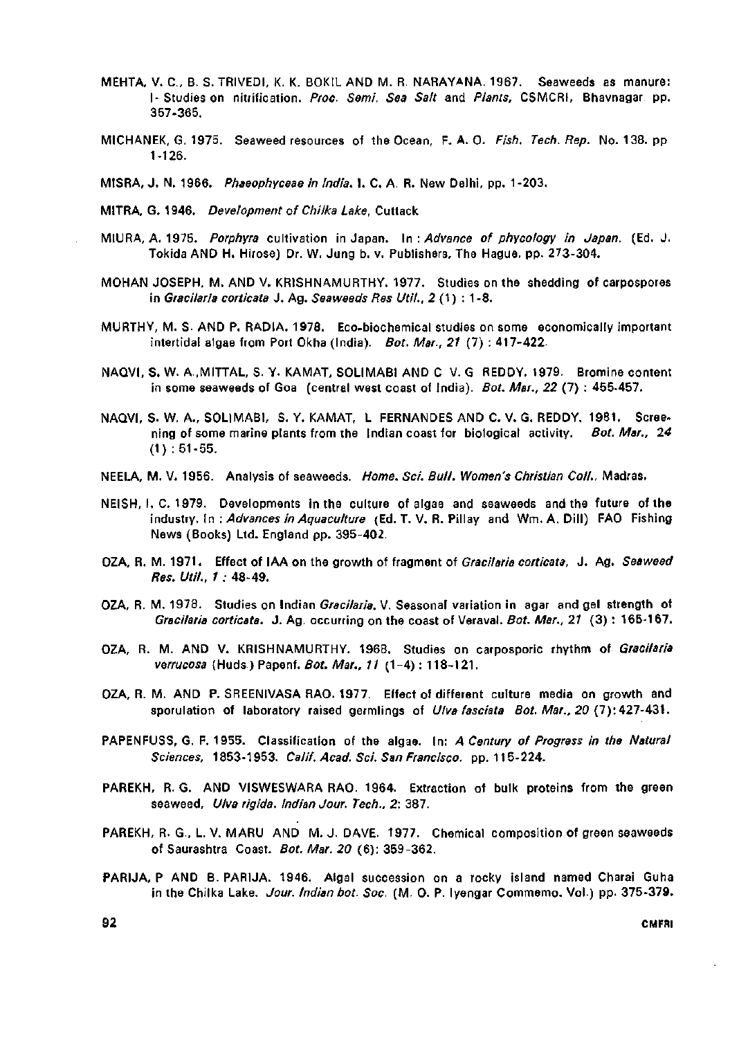MEHTA, V. C., B. S. TRIVEDI, K. K. BOKIL AND M. R. NARAYANA. 1967. Seaweeds as manure: I- Studies on nitrification. *Proc. Semi. Sea Salt* and *Plants*, CSMCRI, Bhavnagar pp. 357-365.

MICHANEK, G. 1975. Seaweed resources of the Ocean, F. A. O. *Fish. Tech. Rep.* No. 138. pp 1-126.

MISRA, J. N. 1966. *Phaeophyceae in India*. I. C. A. R. New Delhi, pp. 1-203.

MITRA, G. 1946. *Development of Chilka Lake*, Cuttack

MIURA, A. 1975. *Porphyra* cultivation in Japan. In : *Advance of phycology in Japan.* (Ed. J. Tokida AND H. Hirose) Dr. W. Jung b. v. Publishers, The Hague, pp. 273-304.

MOHAN JOSEPH, M. AND V. KRISHNAMURTHY. 1977. Studies on the shedding of carpospores in *Gracilaria corticata* J. Ag. *Seaweeds Res Util.*, 2 (1) : 1-8.

MURTHY, M. S. AND P. RADIA. 1978. Eco-biochemical studies on some economically important intertidal algae from Port Okha (India). *Bot. Mar.*, *21* (7) : 417-422.

NAQVI, S. W. A.,MITTAL, S. Y. KAMAT, SOLIMABI AND C V. G REDDY. 1979. Bromine content in some seaweeds of Goa (central west coast of India). *Bot. Mar.*, *22* (7) : 455-457.

NAQVI, S. W. A., SOLIMABI, S. Y. KAMAT, L FERNANDES AND C. V. G. REDDY. 1981. Screening of some marine plants from the Indian coast for biological activity. *Bot. Mar.*, *24* (1) : 51-55.

NEELA, M. V. 1956. Analysis of seaweeds. *Home. Sci. Bull. Women's Christian Coll.*, Madras.

NEISH, I. C. 1979. Developments in the culture of algae and seaweeds and the future of the industry. In : *Advances in Aquaculture* (Ed. T. V. R. Pillay and Wm. A. Dill) FAO Fishing News (Books) Ltd. England pp. 395-402.

OZA, R. M. 1971. Effect of IAA on the growth of fragment of *Gracilaria corticata*, J. Ag. *Seaweed Res. Util.*, *1* : 48-49.

OZA, R. M. 1978. Studies on Indian *Gracilaria*. V. Seasonal variation in agar and gel strength of *Gracilaria corticata*. J. Ag. occurring on the coast of Veraval. *Bot. Mar.*, *21* (3) : 165-167.

OZA, R. M. AND V. KRISHNAMURTHY. 1968. Studies on carposporic rhythm of *Gracilaria verrucosa* (Huds.) Papenf. *Bot. Mar.*, *11* (1-4) : 118-121.

OZA, R. M. AND P. SREENIVASA RAO. 1977. Effect of different culture media on growth and sporulation of laboratory raised germlings of *Ulva fasciata* *Bot. Mar.*, *20* (7): 427-431.

PAPENFUSS, G. F. 1955. Classification of the algae. In: *A Century of Progress in the Natural Sciences*, 1853-1953. *Calif. Acad. Sci. San Francisco.* pp. 115-224.

PAREKH, R. G. AND VISWESWARA RAO. 1964. Extraction of bulk proteins from the green seaweed, *Ulva rigida*. *Indian Jour. Tech.*, 2: 387.

PAREKH, R. G., L. V. MARU AND M. J. DAVE. 1977. Chemical composition of green seaweeds of Saurashtra Coast. *Bot. Mar. 20* (6): 359-362.

PARIJA, P AND B. PARIJA. 1946. Algal succession on a rocky island named Charai Guha in the Chilka Lake. *Jour. Indian bot. Soc.* (M. O. P. Iyengar Commemo. Vol.) pp. 375-379.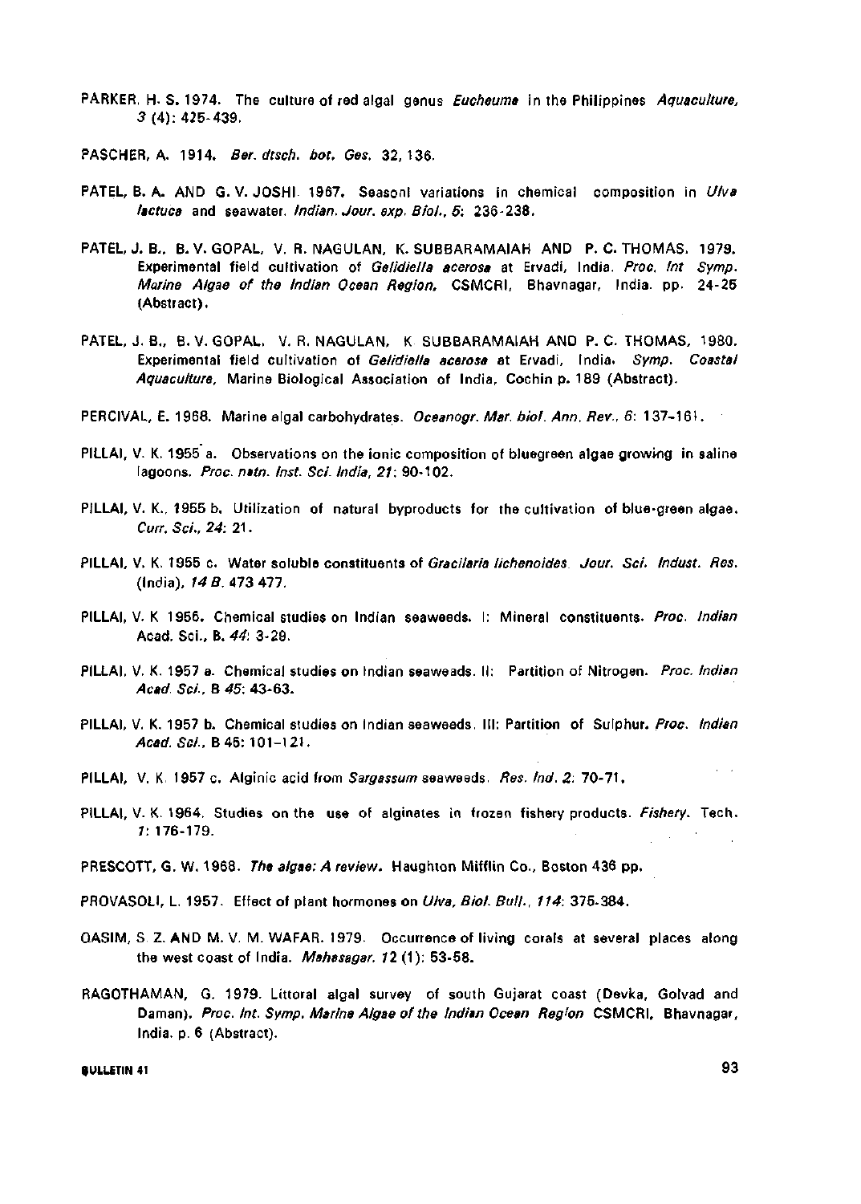PARKER, H. S. 1974. The culture of red algal genus *Eucheuma* in the Philippines *Aquaculture*, *3* (4): 425-439.

PASCHER, A. 1914. *Ber. dtsch. bot. Ges.* 32, 136.

PATEL, B. A. AND G. V. JOSHI. 1967. Seasonl variations in chemical composition in *Ulva lactuca* and seawater. *Indian. Jour. exp. Biol.*, *5*: 236-238.

PATEL, J. B., B. V. GOPAL, V. R. NAGULAN, K. SUBBARAMAIAH AND P. C. THOMAS. 1979. Experimental field cultivation of *Gelidiella acerosa* at Ervadi, India. *Proc. Int Symp. Marine Algae of the Indian Ocean Region*, CSMCRI, Bhavnagar, India. pp. 24-25 (Abstract).

PATEL, J. B., B. V. GOPAL, V. R. NAGULAN, K. SUBBARAMAIAH AND P. C. THOMAS, 1980. Experimental field cultivation of *Gelidiella acerosa* at Ervadi, India. *Symp. Coastal Aquaculture*, Marine Biological Association of India, Cochin p. 189 (Abstract).

PERCIVAL, E. 1968. Marine algal carbohydrates. *Oceanogr. Mar. biol. Ann. Rev.*, *6*: 137-161.

PILLAI, V. K. 1955 a. Observations on the ionic composition of bluegreen algae growing in saline lagoons. *Proc. natn. Inst. Sci. India*, *21*: 90-102.

PILLAI, V. K., 1955 b. Utilization of natural byproducts for the cultivation of blue-green algae. *Curr. Sci.*, *24*: 21.

PILLAI, V. K. 1955 c. Water soluble constituents of *Gracilaria lichenoides*. *Jour. Sci. Indust. Res.* (India), *14 B*. 473 477.

PILLAI, V. K 1956. Chemical studies on Indian seaweeds. I: Mineral constituents. *Proc. Indian* Acad. Sci., B. *44*: 3-29.

PILLAI, V. K. 1957 a. Chemical studies on Indian seaweads. II: Partition of Nitrogen. *Proc. Indian Acad. Sci.*, B *45*: 43-63.

PILLAI, V. K. 1957 b. Chemical studies on Indian seaweeds. III: Partition of Sulphur. *Proc. Indian Acad. Sci.*, B 45: 101-121.

PILLAI, V. K. 1957 c. Alginic acid from *Sargassum* seaweeds. *Res. Ind. 2*: 70-71.

PILLAI, V. K. 1964. Studies on the use of alginates in frozen fishery products. *Fishery*. Tech. *1*: 176-179.

PRESCOTT, G. W. 1968. *The algae: A review.* Haughton Mifflin Co., Boston 436 pp.

PROVASOLI, L. 1957. Effect of plant hormones on *Ulva*, *Biol. Bull.*, *114*: 375-384.

QASIM, S. Z. AND M. V. M. WAFAR. 1979. Occurrence of living corals at several places along the west coast of India. *Mahasagar*. *12* (1): 53-58.

RAGOTHAMAN, G. 1979. Littoral algal survey of south Gujarat coast (Devka, Golvad and Daman). *Proc. Int. Symp. Marine Algae of the Indian Ocean Region* CSMCRI, Bhavnagar, India. p. 6 (Abstract).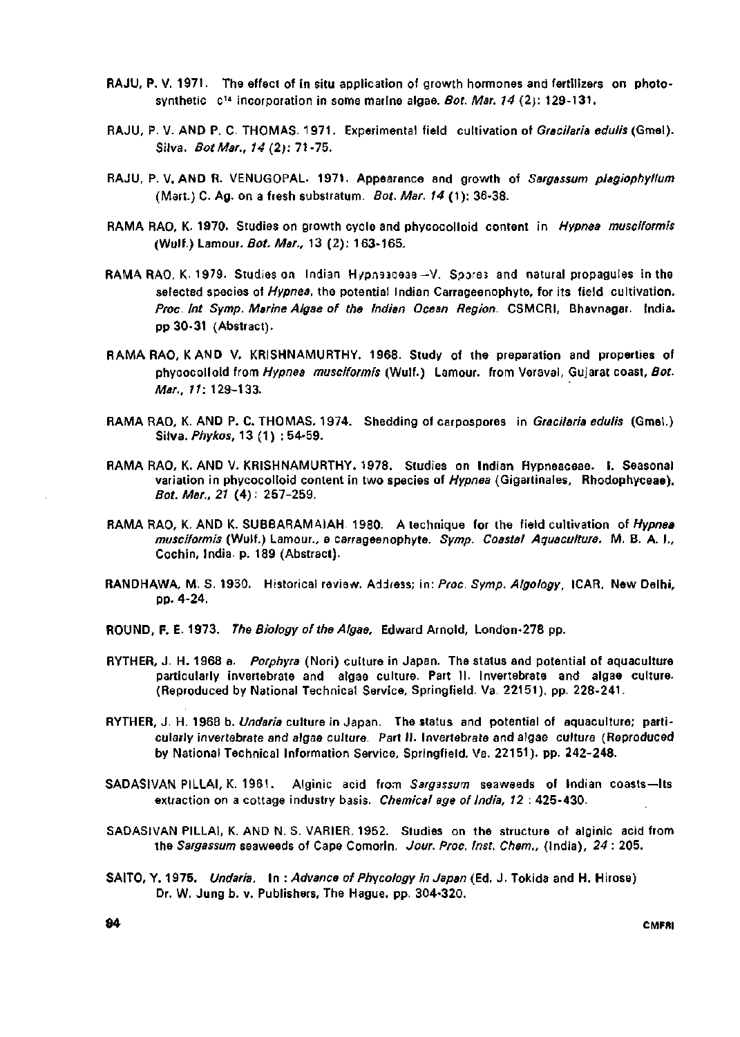RAJU, P. V. 1971. The effect of in situ application of growth hormones and fertilizers on photosynthetic $C^{14}$ incorporation in some marine algae. *Bot. Mar. 14* (2): 129-131.

RAJU, P. V. AND P. C. THOMAS. 1971. Experimental field cultivation of *Gracilaria edulis* (Gmel). Silva. *Bot Mar., 14* (2): 71-75.

RAJU, P. V. AND R. VENUGOPAL. 1971. Appearance and growth of *Sargassum plagiophyllum* (Mart.) C. Ag. on a fresh substratum. *Bot. Mar. 14* (1): 36-38.

RAMA RAO, K. 1970. Studies on growth cycle and phycocolloid content in *Hypnea musciformis* (Wulf.) Lamour. *Bot. Mar.,* 13 (2): 163-165.

RAMA RAO, K. 1979. Studies on Indian Hypneaceae—V. Spores and natural propagules in the selected species of *Hypnea*, the potential Indian Carrageenophyte, for its field cultivation. *Proc Int Symp. Marine Algae of the Indian Ocean Region.* CSMCRI, Bhavnagar. India. pp 30-31 (Abstract).

RAMA RAO, K AND V. KRISHNAMURTHY. 1968. Study of the preparation and properties of phycocolloid from *Hypnea musciformis* (Wulf.) Lamour. from Veraval, Gujarat coast, *Bot. Mar., 11*: 129-133.

RAMA RAO, K. AND P. C. THOMAS. 1974. Shedding of carpospores in *Gracilaria edulis* (Gmel.) Silva. *Phykos*, 13 (1) : 54-59.

RAMA RAO, K. AND V. KRISHNAMURTHY. 1978. Studies on Indian Hypneaceae. I. Seasonal variation in phycocolloid content in two species of *Hypnea* (Gigartinales, Rhodophyceae). *Bot. Mar., 21* (4): 257-259.

RAMA RAO, K. AND K. SUBBARAMAIAH. 1980. A technique for the field cultivation of *Hypnea musciformis* (Wulf.) Lamour., a carrageenophyte. *Symp. Coastal Aquaculture.* M. B. A. I., Cochin, India. p. 189 (Abstract).

RANDHAWA, M. S. 1930. Historical review. Address; in: *Proc. Symp. Algology*, ICAR, New Delhi, pp. 4-24.

ROUND, F. E. 1973. *The Biology of the Algae.* Edward Arnold, London-278 pp.

RYTHER, J. H. 1968 a. *Porphyra* (Nori) culture in Japan. The status and potential of aquaculture particularly invertebrate and algae culture. Part II. Invertebrate and algae culture. (Reproduced by National Technical Service, Springfield. Va. 22151). pp. 228-241.

RYTHER, J. H. 1968 b. *Undaria* culture in Japan. The status and potential of aquaculture; particularly invertebrate and algae culture. Part II. Invertebrate and algae culture (Reproduced by National Technical Information Service, Springfield. Va. 22151). pp. 242-248.

SADASIVAN PILLAI, K. 1961. Alginic acid from *Sargassum* seaweeds of Indian coasts—Its extraction on a cottage industry basis. *Chemical age of India, 12* : 425-430.

SADASIVAN PILLAI, K. AND N. S. VARIER. 1952. Studies on the structure of alginic acid from the *Sargassum* seaweeds of Cape Comorin. *Jour. Proc. Inst. Chem.,* (India), *24* : 205.

SAITO, Y. 1975. *Undaria*. In : *Advance of Phycology in Japan* (Ed. J. Tokida and H. Hirose) Dr. W. Jung b. v. Publishers, The Hague. pp. 304-320.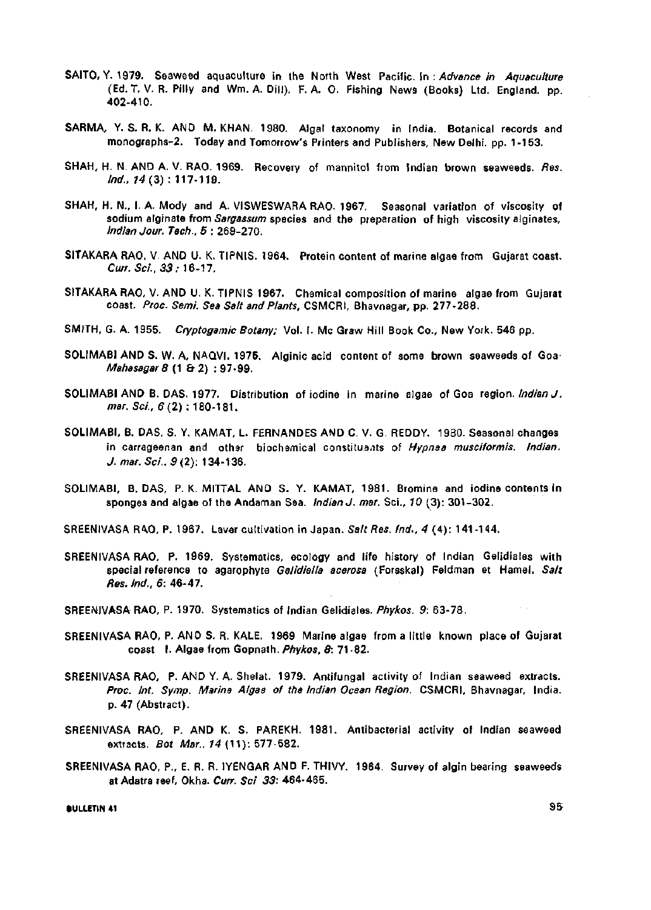SAITO, Y. 1979. Seaweed aquaculture in the North West Pacific. In : *Advance in Aquaculture* (Ed. T. V. R. Pilly and Wm. A. Dill). F. A. O. Fishing News (Books) Ltd. England. pp. 402-410.

SARMA, Y. S. R. K. AND M. KHAN. 1980. Algal taxonomy in India. Botanical records and monographs-2. Today and Tomorrow's Printers and Publishers, New Delhi. pp. 1-153.

SHAH, H. N. AND A. V. RAO. 1969. Recovery of mannitol from Indian brown seaweeds. *Res. Ind.*, *14* (3) : 117-119.

SHAH, H. N., I. A. Mody and A. VISWESWARA RAO. 1967. Seasonal variation of viscosity of sodium alginate from *Sargassum* species and the preparation of high viscosity alginates, *Indian Jour. Tech.*, *5* : 269-270.

SITAKARA RAO, V. AND U. K. TIPNIS. 1964. Protein content of marine algae from Gujarat coast. *Curr. Sci.*, *33* : 16-17.

SITAKARA RAO, V. AND U. K. TIPNIS 1967. Chemical composition of marine algae from Gujarat coast. *Proc. Semi. Sea Salt and Plants*, CSMCRI, Bhavnagar, pp. 277-288.

SMITH, G. A. 1955. *Cryptogamic Botany;* Vol. I. Mc Graw Hill Book Co., New York. 546 pp.

SOLIMABI AND S. W. A. NAQVI. 1975. Alginic acid content of some brown seaweeds of Goa. *Mahasagar 8* (1 & 2) : 97-99.

SOLIMABI AND B. DAS. 1977. Distribution of iodine in marine algae of Goa region. *Indian J. mar. Sci.*, *6* (2) : 180-181.

SOLIMABI, B. DAS, S. Y. KAMAT, L. FERNANDES AND C. V. G. REDDY. 1980. Seasonal changes in carrageenan and other biochemical constituents of *Hypnea musciformis*. *Indian. J. mar. Sci.*, *9* (2): 134-136.

SOLIMABI, B. DAS, P. K. MITTAL AND S. Y. KAMAT, 1981. Bromine and iodine contents in sponges and algae of the Andaman Sea. *Indian J. mar.* Sci., *10* (3): 301-302.

SREENIVASA RAO, P. 1967. Laver cultivation in Japan. *Salt Res. Ind.*, *4* (4): 141-144.

SREENIVASA RAO, P. 1969. Systematics, ecology and life history of Indian Gelidiales with special reference to agarophyte *Gelidiella acerosa* (Forsskal) Feldman et Hamel. *Salt Res. Ind.*, *6*: 46-47.

SREENIVASA RAO, P. 1970. Systematics of Indian Gelidiales. *Phykos*. *9*: 63-78.

SREENIVASA RAO, P. AND S. R. KALE. 1969 Marine algae from a little known place of Gujarat coast I. Algae from Gopnath. *Phykos*, *8*: 71-82.

SREENIVASA RAO, P. AND Y. A. Shelat. 1979. Antifungal activity of Indian seaweed extracts. *Proc. Int. Symp. Marine Algae of the Indian Ocean Region*. CSMCRI, Bhavnagar, India. p. 47 (Abstract).

SREENIVASA RAO, P. AND K. S. PAREKH. 1981. Antibacterial activity of Indian seaweed extracts. *Bot Mar.*, *14* (11): 577-582.

SREENIVASA RAO, P., E. R. R. IYENGAR AND F. THIVY. 1964. Survey of algin bearing seaweeds at Adatra reef, Okha. *Curr. Sci 33*: 464-465.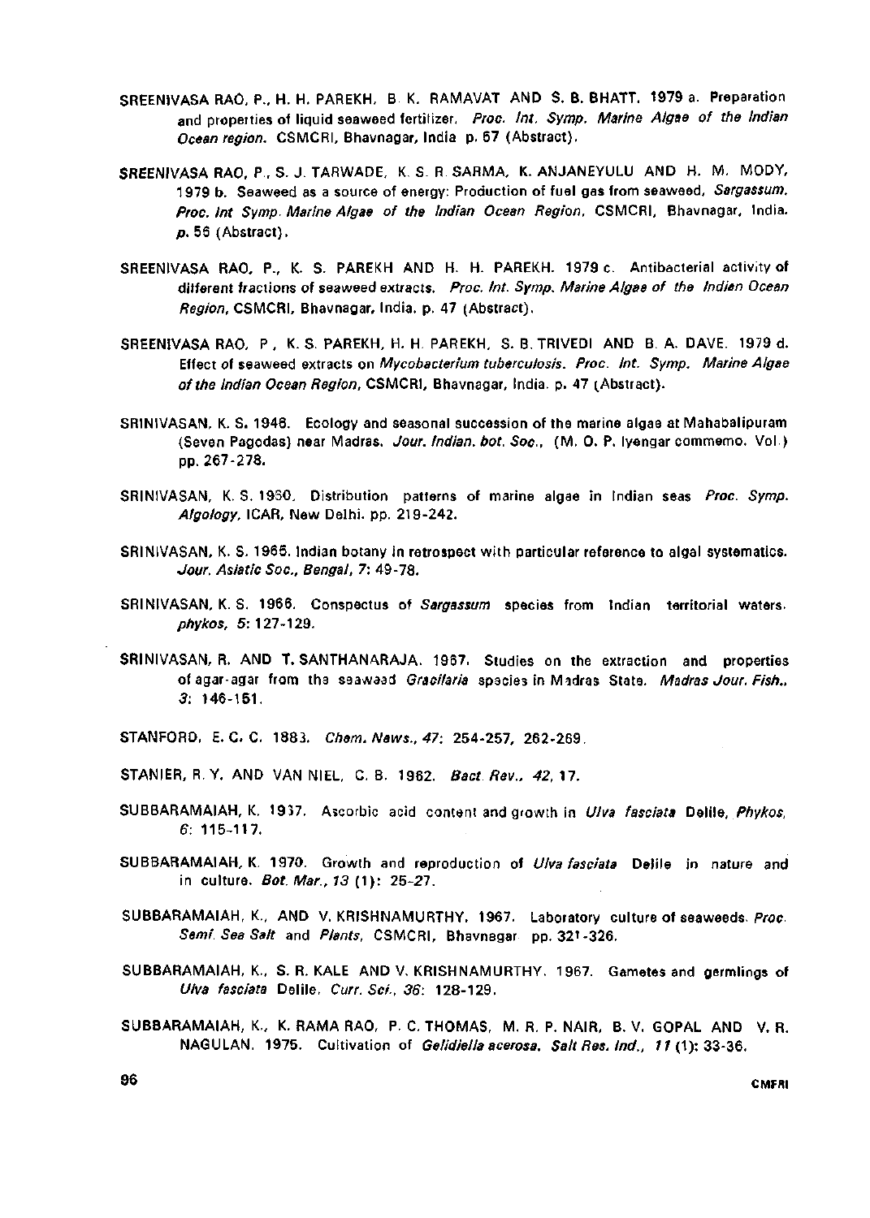SREENIVASA RAO, P., H. H. PAREKH, B. K. RAMAVAT AND S. B. BHATT. 1979 a. Preparation and properties of liquid seaweed fertilizer. *Proc. Int. Symp. Marine Algae of the Indian Ocean region.* CSMCRI, Bhavnagar, India p. 67 (Abstract).

SREENIVASA RAO, P., S. J. TARWADE, K. S. R. SARMA, K. ANJANEYULU AND H. M. MODY, 1979 b. Seaweed as a source of energy: Production of fuel gas from seaweed, *Sargassum. Proc. Int Symp. Marine Algae of the Indian Ocean Region,* CSMCRI, Bhavnagar, India. p. 56 (Abstract).

SREENIVASA RAO, P., K. S. PAREKH AND H. H. PAREKH. 1979 c. Antibacterial activity of different fractions of seaweed extracts. *Proc. Int. Symp. Marine Algae of the Indian Ocean Region,* CSMCRI, Bhavnagar, India. p. 47 (Abstract).

SREENIVASA RAO, P., K. S. PAREKH, H. H. PAREKH, S. B. TRIVEDI AND B. A. DAVE. 1979 d. Effect of seaweed extracts on *Mycobacterium tuberculosis. Proc. Int. Symp. Marine Algae of the Indian Ocean Region,* CSMCRI, Bhavnagar, India. p. 47 (Abstract).

SRINIVASAN, K. S. 1946. Ecology and seasonal succession of the marine algae at Mahabalipuram (Seven Pagodas) near Madras. *Jour. Indian. bot. Soc.,* (M. O. P. Iyengar commemo. Vol.) pp. 267-278.

SRINIVASAN, K. S. 1960. Distribution patterns of marine algae in Indian seas *Proc. Symp. Algology,* ICAR, New Delhi. pp. 219-242.

SRINIVASAN, K. S. 1965. Indian botany in retrospect with particular reference to algal systematics. *Jour. Asiatic Soc., Bengal, 7*: 49-78.

SRINIVASAN, K. S. 1966. Conspectus of *Sargassum* species from Indian territorial waters. *phykos, 5*: 127-129.

SRINIVASAN, R. AND T. SANTHANARAJA. 1967. Studies on the extraction and properties of agar-agar from the seaweed *Gracilaria* species in Madras State. *Madras Jour. Fish., 3*: 146-151.

STANFORD, E. C. C. 1883. *Chem. News., 47*: 254-257, 262-269.

STANIER, R. Y. AND VAN NIEL, C. B. 1962. *Bact. Rev., 42,* 17.

SUBBARAMAIAH, K. 1967. Ascorbic acid content and growth in *Ulva fasciata* Delile, *Phykos, 6*: 115-117.

SUBBARAMAIAH, K. 1970. Growth and reproduction of *Ulva fasciata* Delile in nature and in culture. *Bot. Mar., 13* (1): 25-27.

SUBBARAMAIAH, K., AND V. KRISHNAMURTHY. 1967. Laboratory culture of seaweeds. *Proc. Semi. Sea Salt* and *Plants,* CSMCRI, Bhavnagar pp. 321-326.

SUBBARAMAIAH, K., S. R. KALE AND V. KRISHNAMURTHY. 1967. Gametes and germlings of *Ulva fasciata* Delile. *Curr. Sci., 36*: 128-129.

SUBBARAMAIAH, K., K. RAMA RAO, P. C. THOMAS, M. R. P. NAIR, B. V. GOPAL AND V. R. NAGULAN. 1975. Cultivation of *Gelidiella acerosa. Salt Res. Ind., 11* (1): 33-36.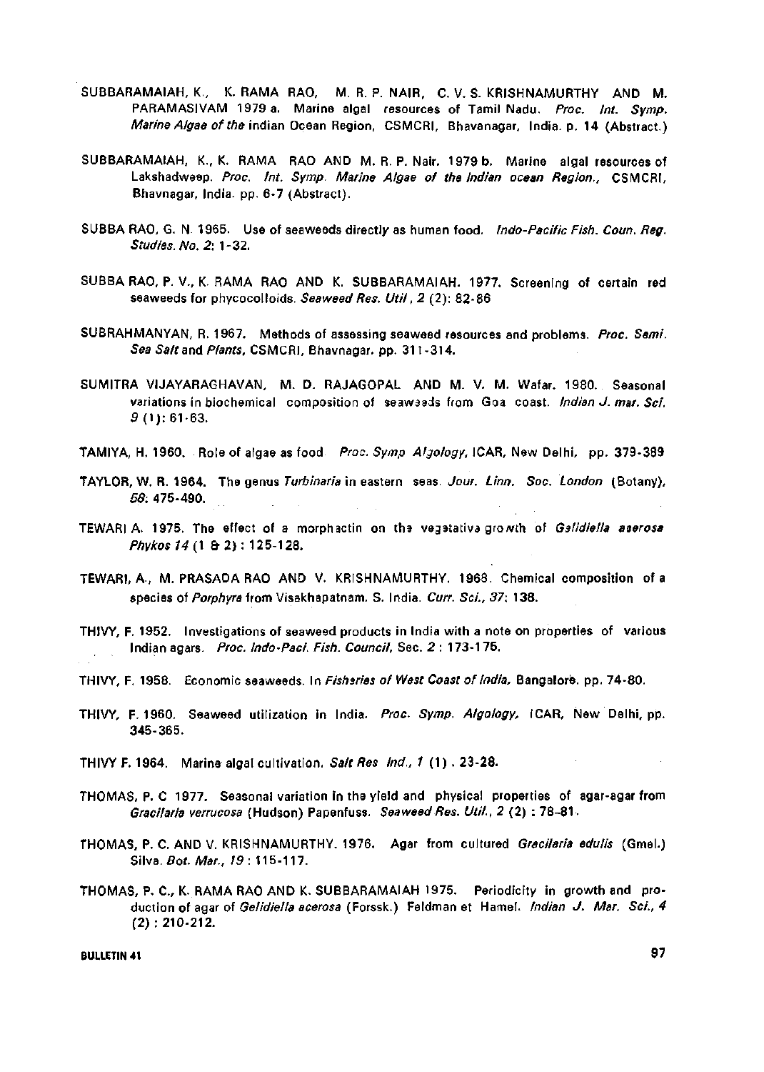SUBBARAMAIAH, K., K. RAMA RAO, M. R. P. NAIR, C. V. S. KRISHNAMURTHY AND M. PARAMASIVAM 1979 a. Marine algal resources of Tamil Nadu. *Proc. Int. Symp. Marine Algae of the* indian Ocean Region, CSMCRI, Bhavanagar, India. p. 14 (Abstract.)

SUBBARAMAIAH, K., K. RAMA RAO AND M. R. P. Nair. 1979 b. Marine algal resources of Lakshadweep. *Proc. Int. Symp. Marine Algae of the Indian ocean Region.,* CSMCRI, Bhavnagar, India. pp. 6-7 (Abstract).

SUBBA RAO, G. N. 1965. Use of seaweeds directly as human food. *Indo-Pacific Fish. Coun. Reg. Studies. No. 2*: 1-32.

SUBBA RAO, P. V., K. RAMA RAO AND K. SUBBARAMAIAH. 1977. Screening of certain red seaweeds for phycocolloids. *Seaweed Res. Util*, *2* (2): 82-86

SUBRAHMANYAN, R. 1967. Methods of assessing seaweed resources and problems. *Proc. Semi. Sea Salt* and *Plants*, CSMCRI, Bhavnagar. pp. 311-314.

SUMITRA VIJAYARAGHAVAN, M. D. RAJAGOPAL AND M. V. M. Wafar. 1980. Seasonal variations in biochemical composition of seaweeds from Goa coast. *Indian J. mar. Sci. 9* (1): 61-63.

TAMIYA, H. 1960. Role of algae as food *Proc. Symp Algology*, ICAR, New Delhi, pp. 379-389

TAYLOR, W. R. 1964. The genus *Turbinaria* in eastern seas. *Jour. Linn. Soc. London* (Botany), *58*: 475-490.

TEWARI A. 1975. The effect of a morphactin on the vegetative growth of *Gelidiella acerosa Phykos 14* (1 & 2) : 125-128.

TEWARI, A., M. PRASADA RAO AND V. KRISHNAMURTHY. 1968. Chemical composition of a species of *Porphyra* from Visakhapatnam. S. India. *Curr. Sci., 37*: 138.

THIVY, F. 1952. Investigations of seaweed products in India with a note on properties of various Indian agars. *Proc. Indo-Paci. Fish. Council*, Sec. *2* : 173-175.

THIVY, F. 1958. Economic seaweeds. In *Fisheries of West Coast of India*, Bangalore. pp. 74-80.

THIVY, F. 1960. Seaweed utilization in India. *Proc. Symp. Algology*, ICAR, New Delhi, pp. 345-365.

THIVY F. 1964. Marine algal cultivation. *Salt Res Ind., 1* (1) . 23-28.

THOMAS, P. C 1977. Seasonal variation in the yield and physical properties of agar-agar from *Gracilaria verrucosa* (Hudson) Papenfuss. *Seaweed Res. Util., 2* (2) : 78-81.

THOMAS, P. C. AND V. KRISHNAMURTHY. 1976. Agar from cultured *Gracilaria edulis* (Gmel.) Silva. *Bot. Mar., 19* : 115-117.

THOMAS, P. C., K. RAMA RAO AND K. SUBBARAMAIAH 1975. Periodicity in growth and production of agar of *Gelidiella acerosa* (Forssk.) Feldman et Hamel. *Indian J. Mar. Sci., 4* (2) : 210-212.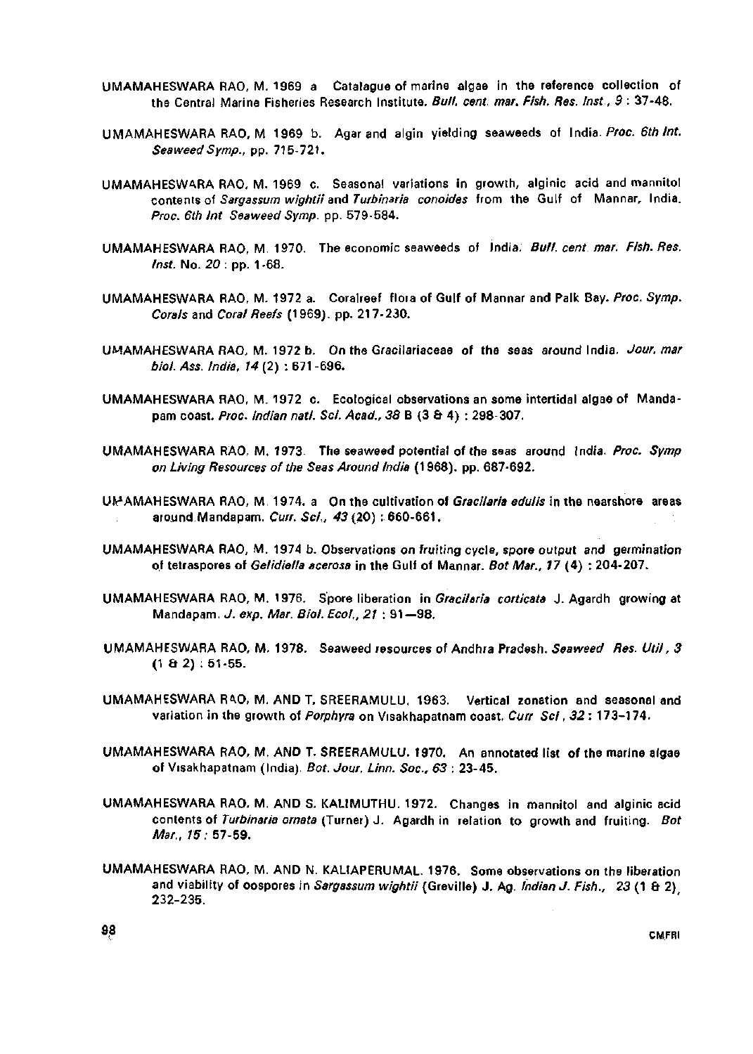UMAMAHESWARA RAO, M. 1969 a Catalague of marine algae in the reference collection of the Central Marine Fisheries Research Institute. *Bull. cent. mar. Fish. Res. Inst.*, *9* : 37-48.

UMAMAHESWARA RAO, M 1969 b. Agar and algin yielding seaweeds of India. *Proc. 6th Int. Seaweed Symp.*, pp. 715-721.

UMAMAHESWARA RAO, M. 1969 c. Seasonal variations in growth, alginic acid and mannitol contents of *Sargassum wightii* and *Turbinaria conoides* from the Gulf of Mannar, India. *Proc. 6th Int Seaweed Symp.* pp. 579-584.

UMAMAHESWARA RAO, M. 1970. The economic seaweeds of India. *Bull. cent mar. Fish. Res. Inst.* No. *20* : pp. 1-68.

UMAMAHESWARA RAO, M. 1972 a. Coralreef flora of Gulf of Mannar and Palk Bay. *Proc. Symp. Corals* and *Coral Reefs* (1969). pp. 217-230.

UMAMAHESWARA RAO, M. 1972 b. On the Gracilariaceae of the seas around India. *Jour. mar biol. Ass. India*, *14* (2) : 671-696.

UMAMAHESWARA RAO, M. 1972 c. Ecological observations an some intertidal algae of Mandapam coast. *Proc. Indian natl. Sci. Acad.*, *38* B (3 & 4) : 298-307.

UMAMAHESWARA RAO, M. 1973. The seaweed potential of the seas around India. *Proc. Symp on Living Resources of the Seas Around India* (1968). pp. 687-692.

UMAMAHESWARA RAO, M. 1974. a On the cultivation of *Gracilaria edulis* in the nearshore areas around Mandapam. *Curr. Sci.*, *43* (20) : 660-661.

UMAMAHESWARA RAO, M. 1974 b. Observations on fruiting cycle, spore output and germination of tetraspores of *Gelidiella acerosa* in the Gulf of Mannar. *Bot Mar.*, *17* (4) : 204-207.

UMAMAHESWARA RAO, M. 1976. Spore liberation in *Gracilaria corticata* J. Agardh growing at Mandapam. *J. exp. Mar. Biol. Ecol.*, *21* : 91—98.

UMAMAHESWARA RAO, M. 1978. Seaweed resources of Andhra Pradesh. *Seaweed Res. Util*, *3* (1 & 2) : 51-55.

UMAMAHESWARA RAO, M. AND T. SREERAMULU. 1963. Vertical zonation and seasonal and variation in the growth of *Porphyra* on Visakhapatnam coast. *Curr Sci*, *32* : 173–174.

UMAMAHESWARA RAO, M. AND T. SREERAMULU. 1970. An annotated list of the marine algae of Visakhapatnam (India). *Bot. Jour. Linn. Soc.*, *63* : 23-45.

UMAMAHESWARA RAO, M. AND S. KALIMUTHU. 1972. Changes in mannitol and alginic acid contents of *Turbinaria ornata* (Turner) J. Agardh in relation to growth and fruiting. *Bot Mar.*, *15* : 57-59.

UMAMAHESWARA RAO, M. AND N. KALIAPERUMAL. 1976. Some observations on the liberation and viability of oospores in *Sargassum wightii* (Greville) J. Ag. *Indian J. Fish.*, 23 (1 & 2), 232-235.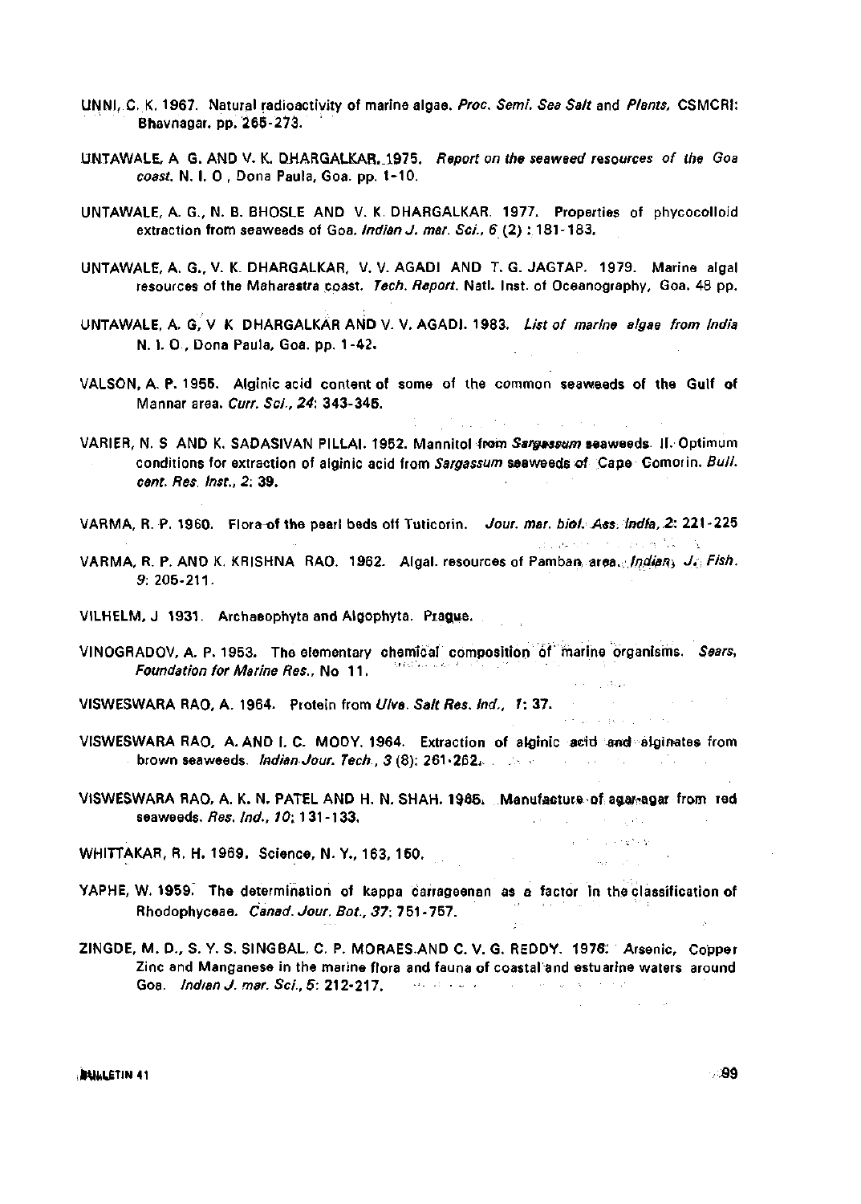UNNI, C. K. 1967. Natural radioactivity of marine algae. *Proc. Semi. Sea Salt* and *Plants*, CSMCRI: Bhavnagar. pp. 265-273.

UNTAWALE, A. G. AND V. K. DHARGALKAR. 1975. *Report on the seaweed resources of the Goa coast*. N. I. O , Dona Paula, Goa. pp. 1-10.

UNTAWALE, A. G., N. B. BHOSLE AND V. K. DHARGALKAR. 1977. Properties of phycocolloid extraction from seaweeds of Goa. *Indian J. mar. Sci.*, 6 (2) : 181-183.

UNTAWALE, A. G., V. K. DHARGALKAR, V. V. AGADI AND T. G. JAGTAP. 1979. Marine algal resources of the Maharastra coast. *Tech. Report*. Natl. Inst. of Oceanography, Goa. 48 pp.

UNTAWALE, A. G, V K DHARGALKAR AND V. V. AGADI. 1983. *List of marine algae from India* N. I. O., Dona Paula, Goa. pp. 1-42.

VALSON, A. P. 1955. Alginic acid content of some of the common seaweeds of the Gulf of Mannar area. *Curr. Sci.*, *24*: 343-345.

VARIER, N. S AND K. SADASIVAN PILLAI. 1952. Mannitol from *Sargassum* seaweeds. II. Optimum conditions for extraction of alginic acid from *Sargassum* seaweeds of Cape Comorin. *Bull. cent. Res. Inst.*, 2: 39.

VARMA, R. P. 1960. Flora of the pearl beds off Tuticorin. *Jour. mar. biol. Ass. India*, 2: 221-225

VARMA, R. P. AND K. KRISHNA RAO. 1962. Algal. resources of Pamban area. *Indian J. Fish.* 9: 205-211.

VILHELM, J 1931. Archaeophyta and Algophyta. Prague.

VINOGRADOV, A. P. 1953. The elementary chemical composition of marine organisms. *Sears, Foundation for Marine Res.*, No 11.

VISWESWARA RAO, A. 1964. Protein from *Ulva*. *Salt Res. Ind.*, *1*: 37.

VISWESWARA RAO, A. AND I. C. MODY. 1964. Extraction of alginic acid and alginates from brown seaweeds. *Indian Jour. Tech.*, *3* (8): 261-262.

VISWESWARA RAO, A. K. N. PATEL AND H. N. SHAH. 1965. Manufacture of agar-agar from red seaweeds. *Res. Ind.*, *10*: 131-133.

WHITTAKAR, R. H. 1969. Science, N. Y., 163, 150.

YAPHE, W. 1959. The determination of kappa carrageenan as a factor in the classification of Rhodophyceae. *Canad. Jour. Bot.*, *37*: 751-757.

ZINGDE, M. D., S. Y. S. SINGBAL, C. P. MORAES AND C. V. G. REDDY. 1976. Arsenic, Copper Zinc and Manganese in the marine flora and fauna of coastal and estuarine waters around Goa. *Indian J. mar. Sci.*, *5*: 212-217.